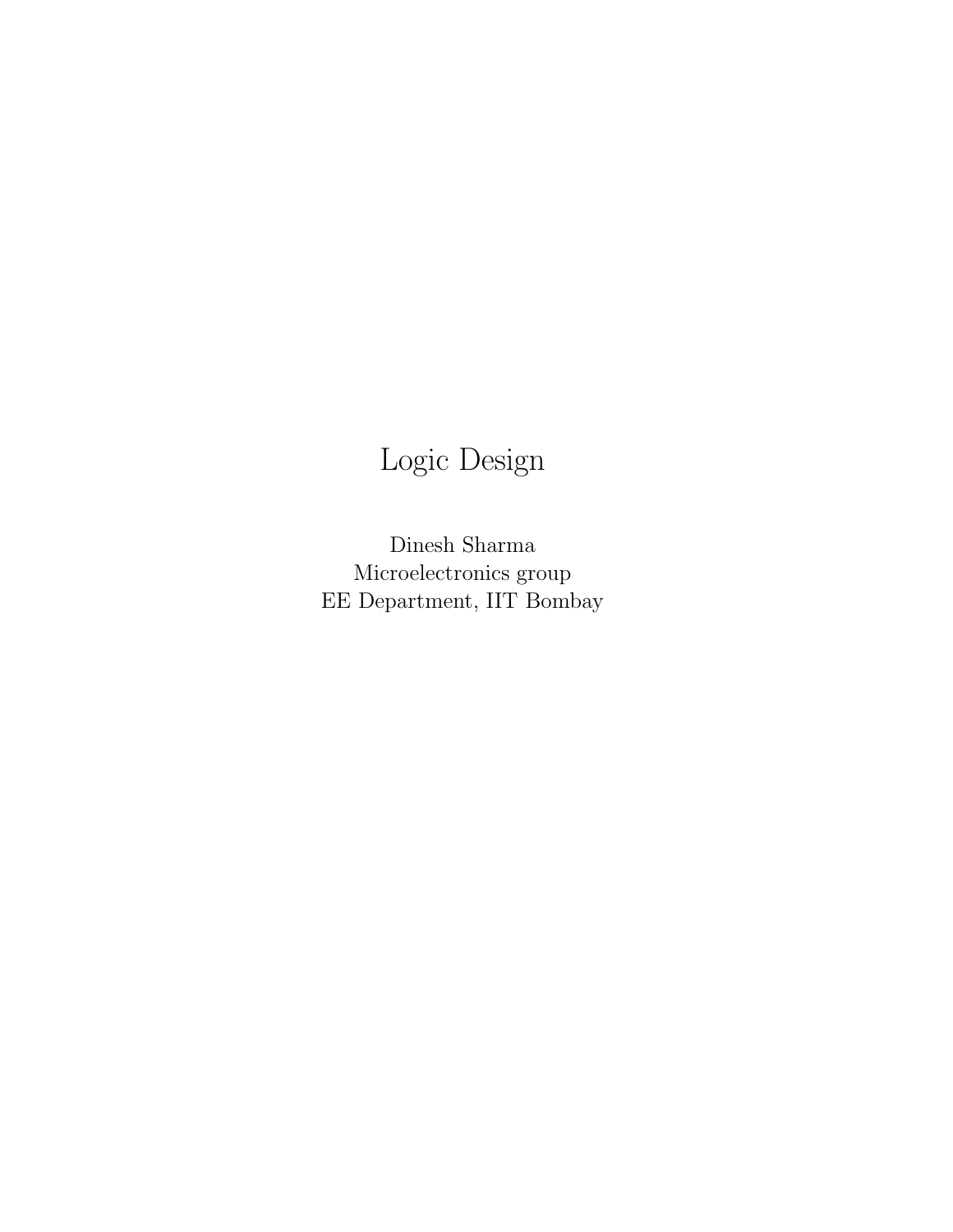# Logic Design

Dinesh Sharma
Microelectronics group
EE Department, IIT Bombay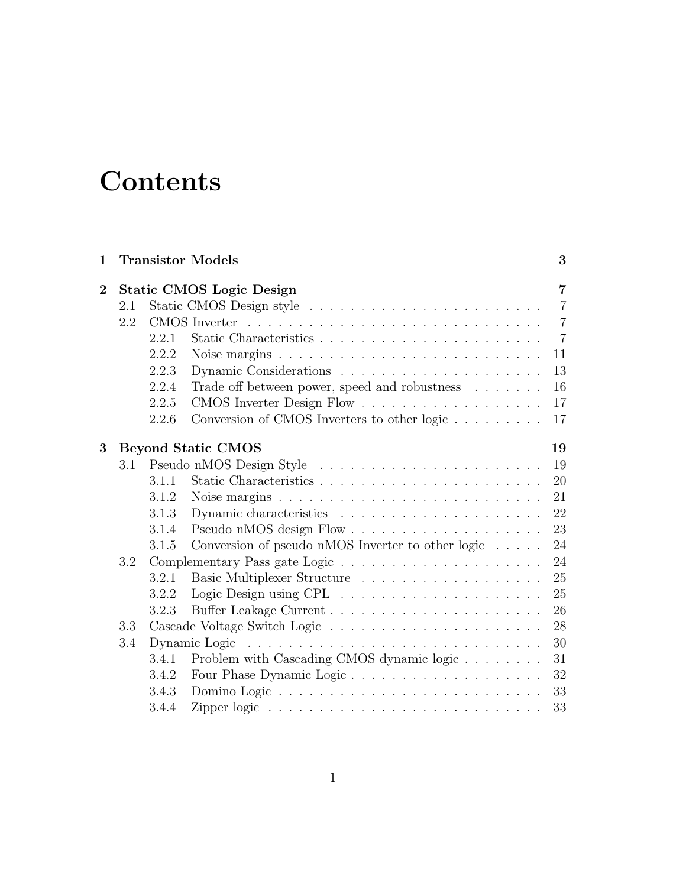# Contents

**1 Transistor Models** — **3**

**2 Static CMOS Logic Design** — **7**

- 2.1 Static CMOS Design style — 7
- 2.2 CMOS Inverter — 7
  - 2.2.1 Static Characteristics — 7
  - 2.2.2 Noise margins — 11
  - 2.2.3 Dynamic Considerations — 13
  - 2.2.4 Trade off between power, speed and robustness — 16
  - 2.2.5 CMOS Inverter Design Flow — 17
  - 2.2.6 Conversion of CMOS Inverters to other logic — 17

**3 Beyond Static CMOS** — **19**

- 3.1 Pseudo nMOS Design Style — 19
  - 3.1.1 Static Characteristics — 20
  - 3.1.2 Noise margins — 21
  - 3.1.3 Dynamic characteristics — 22
  - 3.1.4 Pseudo nMOS design Flow — 23
  - 3.1.5 Conversion of pseudo nMOS Inverter to other logic — 24
- 3.2 Complementary Pass gate Logic — 24
  - 3.2.1 Basic Multiplexer Structure — 25
  - 3.2.2 Logic Design using CPL — 25
  - 3.2.3 Buffer Leakage Current — 26
- 3.3 Cascade Voltage Switch Logic — 28
- 3.4 Dynamic Logic — 30
  - 3.4.1 Problem with Cascading CMOS dynamic logic — 31
  - 3.4.2 Four Phase Dynamic Logic — 32
  - 3.4.3 Domino Logic — 33
  - 3.4.4 Zipper logic — 33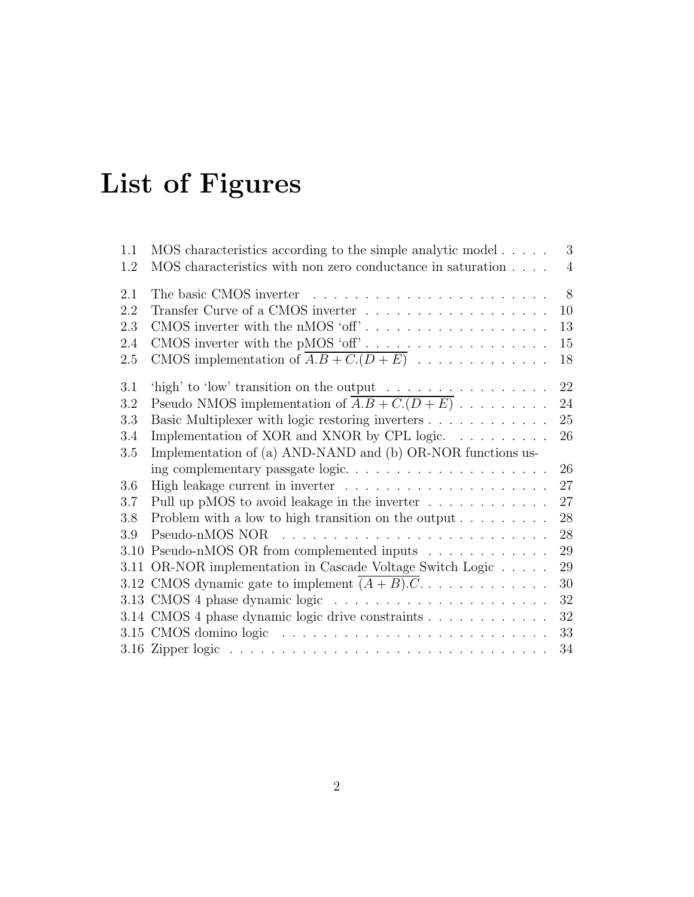# List of Figures

1.1 MOS characteristics according to the simple analytic model . . . . . 3
1.2 MOS characteristics with non zero conductance in saturation . . . . 4

2.1 The basic CMOS inverter . . . . . . . . . . . . . . . . . . . . . . . 8
2.2 Transfer Curve of a CMOS inverter . . . . . . . . . . . . . . . . . . 10
2.3 CMOS inverter with the nMOS 'off' . . . . . . . . . . . . . . . . . . 13
2.4 CMOS inverter with the pMOS 'off' . . . . . . . . . . . . . . . . . . 15
2.5 CMOS implementation of $\overline{A.B + C.(D + E)}$ . . . . . . . . . . . . . 18

3.1 'high' to 'low' transition on the output . . . . . . . . . . . . . . . . 22
3.2 Pseudo NMOS implementation of $\overline{A.B + C.(D + E)}$ . . . . . . . . . 24
3.3 Basic Multiplexer with logic restoring inverters . . . . . . . . . . . . 25
3.4 Implementation of XOR and XNOR by CPL logic. . . . . . . . . . . 26
3.5 Implementation of (a) AND-NAND and (b) OR-NOR functions using complementary passgate logic. . . . . . . . . . . . . . . . . . . . 26
3.6 High leakage current in inverter . . . . . . . . . . . . . . . . . . . . 27
3.7 Pull up pMOS to avoid leakage in the inverter . . . . . . . . . . . . 27
3.8 Problem with a low to high transition on the output . . . . . . . . . 28
3.9 Pseudo-nMOS NOR . . . . . . . . . . . . . . . . . . . . . . . . . . 28
3.10 Pseudo-nMOS OR from complemented inputs . . . . . . . . . . . . 29
3.11 OR-NOR implementation in Cascade Voltage Switch Logic . . . . . 29
3.12 CMOS dynamic gate to implement $\overline{(A + B).C}$. . . . . . . . . . . . . 30
3.13 CMOS 4 phase dynamic logic . . . . . . . . . . . . . . . . . . . . . 32
3.14 CMOS 4 phase dynamic logic drive constraints . . . . . . . . . . . . 32
3.15 CMOS domino logic . . . . . . . . . . . . . . . . . . . . . . . . . . 33
3.16 Zipper logic . . . . . . . . . . . . . . . . . . . . . . . . . . . . . . . 34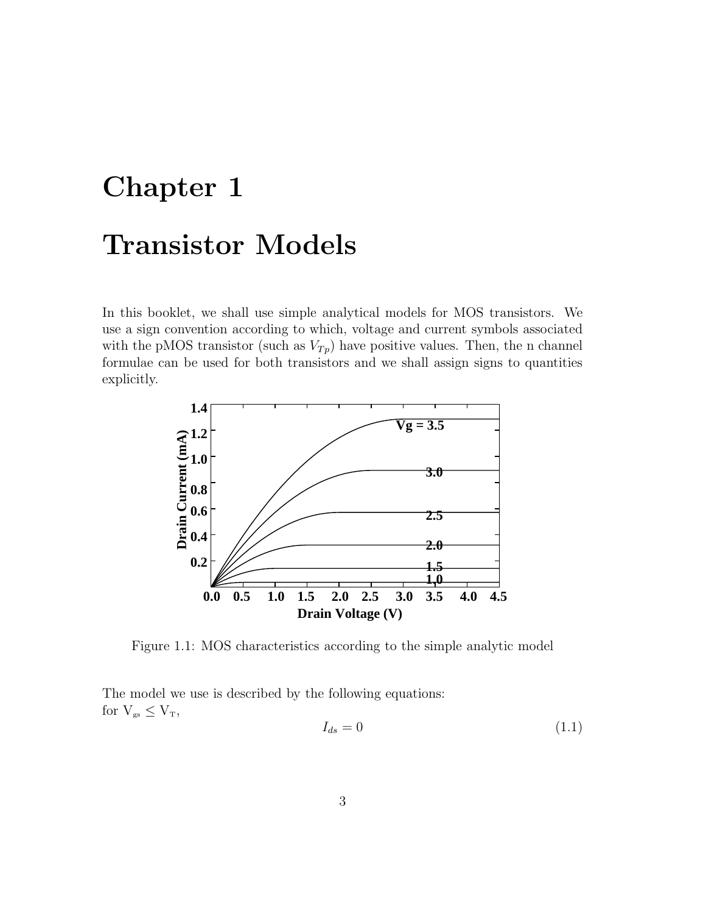# Chapter 1

# Transistor Models

In this booklet, we shall use simple analytical models for MOS transistors. We use a sign convention according to which, voltage and current symbols associated with the pMOS transistor (such as $V_{Tp}$) have positive values. Then, the n channel formulae can be used for both transistors and we shall assign signs to quantities explicitly.

Figure 1.1: MOS characteristics according to the simple analytic model

The model we use is described by the following equations:
for $V_{gs} \leq V_T$,

$$I_{ds} = 0 \tag{1.1}$$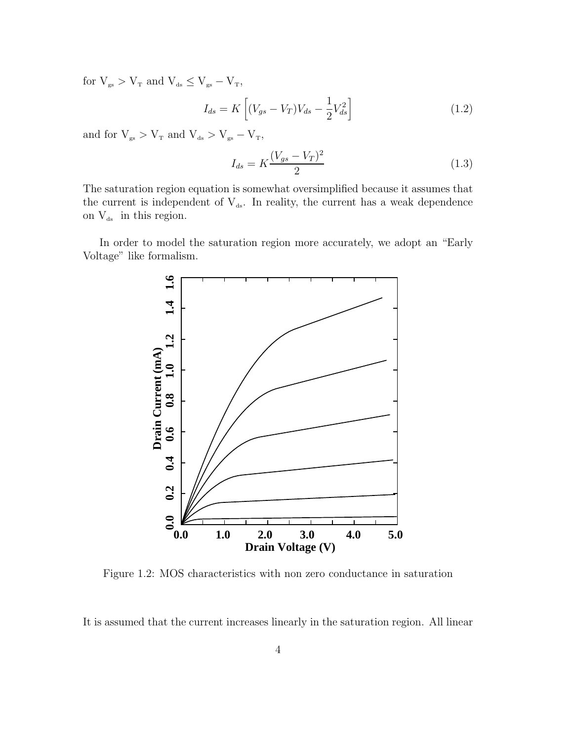for $V_{gs} > V_T$ and $V_{ds} \leq V_{gs} - V_T$,

$$I_{ds} = K\left[(V_{gs} - V_T)V_{ds} - \frac{1}{2}V_{ds}^2\right] \tag{1.2}$$

and for $V_{gs} > V_T$ and $V_{ds} > V_{gs} - V_T$,

$$I_{ds} = K\frac{(V_{gs} - V_T)^2}{2} \tag{1.3}$$

The saturation region equation is somewhat oversimplified because it assumes that the current is independent of $V_{ds}$. In reality, the current has a weak dependence on $V_{ds}$ in this region.

In order to model the saturation region more accurately, we adopt an "Early Voltage" like formalism.

Figure 1.2: MOS characteristics with non zero conductance in saturation

It is assumed that the current increases linearly in the saturation region. All linear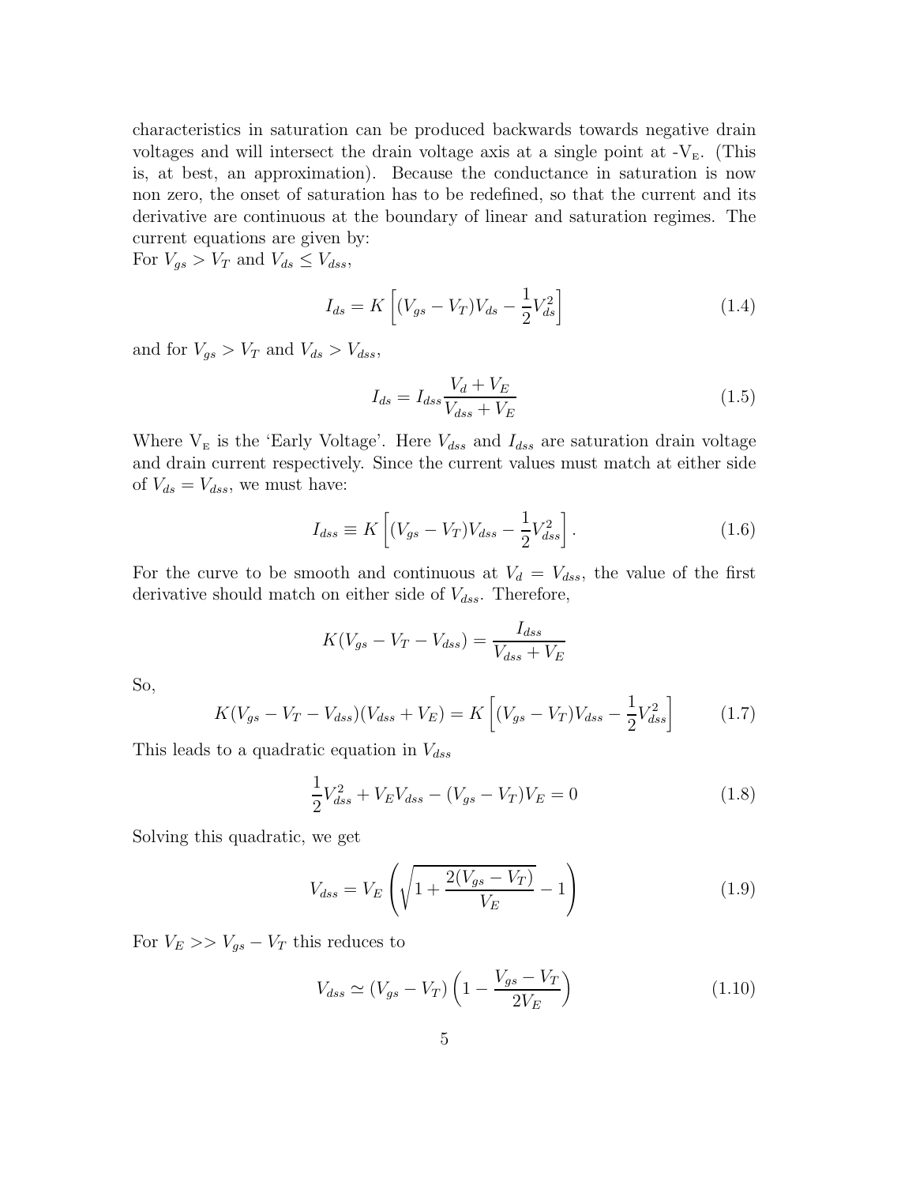characteristics in saturation can be produced backwards towards negative drain voltages and will intersect the drain voltage axis at a single point at $-V_E$. (This is, at best, an approximation). Because the conductance in saturation is now non zero, the onset of saturation has to be redefined, so that the current and its derivative are continuous at the boundary of linear and saturation regimes. The current equations are given by:
For $V_{gs} > V_T$ and $V_{ds} \leq V_{dss}$,

$$I_{ds} = K\left[(V_{gs} - V_T)V_{ds} - \frac{1}{2}V_{ds}^2\right] \tag{1.4}$$

and for $V_{gs} > V_T$ and $V_{ds} > V_{dss}$,

$$I_{ds} = I_{dss}\frac{V_d + V_E}{V_{dss} + V_E} \tag{1.5}$$

Where $V_E$ is the 'Early Voltage'. Here $V_{dss}$ and $I_{dss}$ are saturation drain voltage and drain current respectively. Since the current values must match at either side of $V_{ds} = V_{dss}$, we must have:

$$I_{dss} \equiv K\left[(V_{gs} - V_T)V_{dss} - \frac{1}{2}V_{dss}^2\right]. \tag{1.6}$$

For the curve to be smooth and continuous at $V_d = V_{dss}$, the value of the first derivative should match on either side of $V_{dss}$. Therefore,

$$K(V_{gs} - V_T - V_{dss}) = \frac{I_{dss}}{V_{dss} + V_E}$$

So,

$$K(V_{gs} - V_T - V_{dss})(V_{dss} + V_E) = K\left[(V_{gs} - V_T)V_{dss} - \frac{1}{2}V_{dss}^2\right] \tag{1.7}$$

This leads to a quadratic equation in $V_{dss}$

$$\frac{1}{2}V_{dss}^2 + V_E V_{dss} - (V_{gs} - V_T)V_E = 0 \tag{1.8}$$

Solving this quadratic, we get

$$V_{dss} = V_E\left(\sqrt{1 + \frac{2(V_{gs} - V_T)}{V_E}} - 1\right) \tag{1.9}$$

For $V_E >> V_{gs} - V_T$ this reduces to

$$V_{dss} \simeq (V_{gs} - V_T)\left(1 - \frac{V_{gs} - V_T}{2V_E}\right) \tag{1.10}$$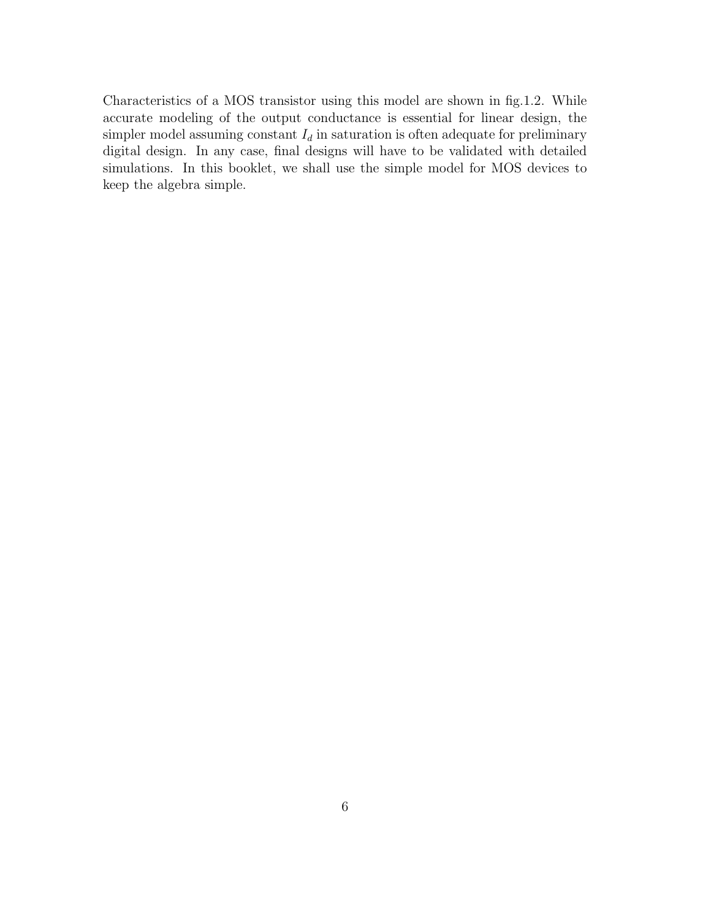Characteristics of a MOS transistor using this model are shown in fig.1.2. While accurate modeling of the output conductance is essential for linear design, the simpler model assuming constant $I_d$ in saturation is often adequate for preliminary digital design. In any case, final designs will have to be validated with detailed simulations. In this booklet, we shall use the simple model for MOS devices to keep the algebra simple.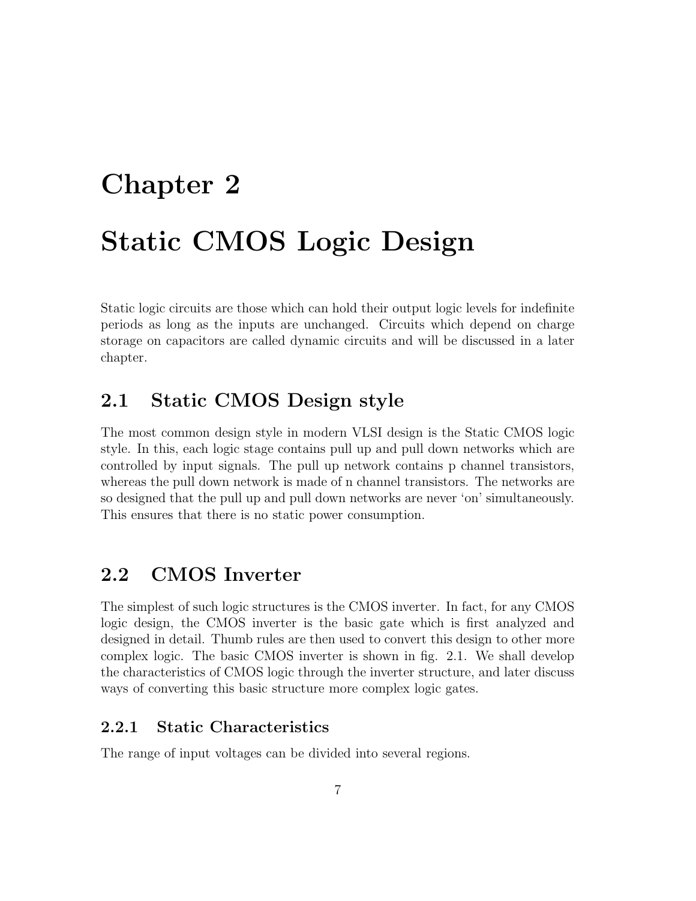# Chapter 2

# Static CMOS Logic Design

Static logic circuits are those which can hold their output logic levels for indefinite periods as long as the inputs are unchanged. Circuits which depend on charge storage on capacitors are called dynamic circuits and will be discussed in a later chapter.

## 2.1 Static CMOS Design style

The most common design style in modern VLSI design is the Static CMOS logic style. In this, each logic stage contains pull up and pull down networks which are controlled by input signals. The pull up network contains p channel transistors, whereas the pull down network is made of n channel transistors. The networks are so designed that the pull up and pull down networks are never 'on' simultaneously. This ensures that there is no static power consumption.

## 2.2 CMOS Inverter

The simplest of such logic structures is the CMOS inverter. In fact, for any CMOS logic design, the CMOS inverter is the basic gate which is first analyzed and designed in detail. Thumb rules are then used to convert this design to other more complex logic. The basic CMOS inverter is shown in fig. 2.1. We shall develop the characteristics of CMOS logic through the inverter structure, and later discuss ways of converting this basic structure more complex logic gates.

### 2.2.1 Static Characteristics

The range of input voltages can be divided into several regions.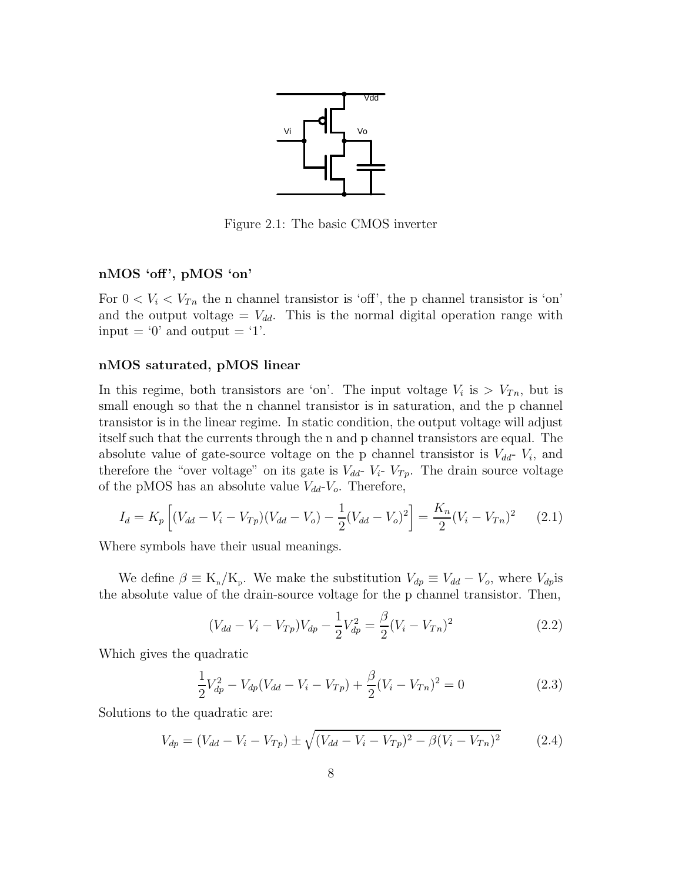Figure 2.1: The basic CMOS inverter

### nMOS 'off', pMOS 'on'

For $0 < V_i < V_{Tn}$ the n channel transistor is 'off', the p channel transistor is 'on' and the output voltage = $V_{dd}$. This is the normal digital operation range with input = '0' and output = '1'.

### nMOS saturated, pMOS linear

In this regime, both transistors are 'on'. The input voltage $V_i$ is $> V_{Tn}$, but is small enough so that the n channel transistor is in saturation, and the p channel transistor is in the linear regime. In static condition, the output voltage will adjust itself such that the currents through the n and p channel transistors are equal. The absolute value of gate-source voltage on the p channel transistor is $V_{dd}$- $V_i$, and therefore the "over voltage" on its gate is $V_{dd}$- $V_i$- $V_{Tp}$. The drain source voltage of the pMOS has an absolute value $V_{dd}$-$V_o$. Therefore,

$$I_d = K_p\left[(V_{dd} - V_i - V_{Tp})(V_{dd} - V_o) - \frac{1}{2}(V_{dd} - V_o)^2\right] = \frac{K_n}{2}(V_i - V_{Tn})^2 \qquad (2.1)$$

Where symbols have their usual meanings.

We define $\beta \equiv \mathrm{K_n}/\mathrm{K_p}$. We make the substitution $V_{dp} \equiv V_{dd} - V_o$, where $V_{dp}$is the absolute value of the drain-source voltage for the p channel transistor. Then,

$$(V_{dd} - V_i - V_{Tp})V_{dp} - \frac{1}{2}V_{dp}^2 = \frac{\beta}{2}(V_i - V_{Tn})^2 \qquad (2.2)$$

Which gives the quadratic

$$\frac{1}{2}V_{dp}^2 - V_{dp}(V_{dd} - V_i - V_{Tp}) + \frac{\beta}{2}(V_i - V_{Tn})^2 = 0 \qquad (2.3)$$

Solutions to the quadratic are:

$$V_{dp} = (V_{dd} - V_i - V_{Tp}) \pm \sqrt{(V_{dd} - V_i - V_{Tp})^2 - \beta(V_i - V_{Tn})^2} \qquad (2.4)$$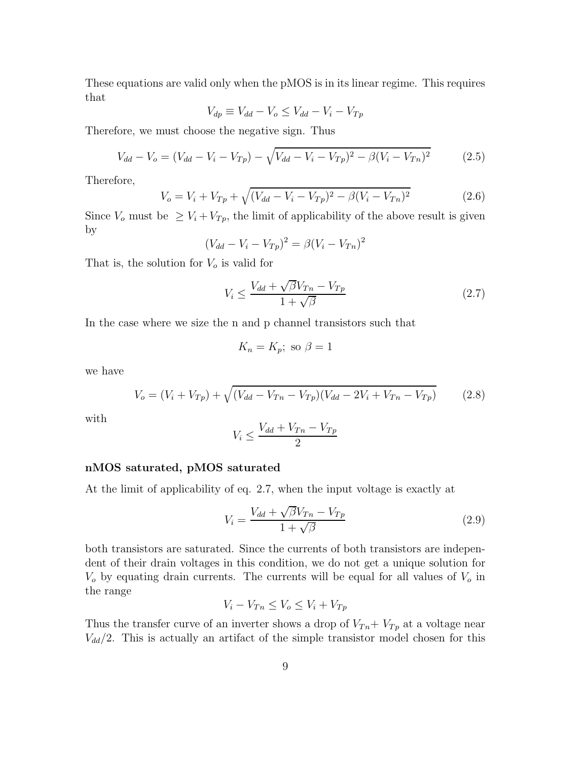These equations are valid only when the pMOS is in its linear regime. This requires that

$$V_{dp} \equiv V_{dd} - V_o \leq V_{dd} - V_i - V_{Tp}$$

Therefore, we must choose the negative sign. Thus

$$V_{dd} - V_o = (V_{dd} - V_i - V_{Tp}) - \sqrt{V_{dd} - V_i - V_{Tp})^2 - \beta(V_i - V_{Tn})^2} \tag{2.5}$$

Therefore,

$$V_o = V_i + V_{Tp} + \sqrt{(V_{dd} - V_i - V_{Tp})^2 - \beta(V_i - V_{Tn})^2} \tag{2.6}$$

Since $V_o$ must be $\geq V_i + V_{Tp}$, the limit of applicability of the above result is given by

$$(V_{dd} - V_i - V_{Tp})^2 = \beta(V_i - V_{Tn})^2$$

That is, the solution for $V_o$ is valid for

$$V_i \leq \frac{V_{dd} + \sqrt{\beta}V_{Tn} - V_{Tp}}{1 + \sqrt{\beta}} \tag{2.7}$$

In the case where we size the n and p channel transistors such that

$$K_n = K_p;\ \text{so}\ \beta = 1$$

we have

$$V_o = (V_i + V_{Tp}) + \sqrt{(V_{dd} - V_{Tn} - V_{Tp})(V_{dd} - 2V_i + V_{Tn} - V_{Tp})} \tag{2.8}$$

with

$$V_i \leq \frac{V_{dd} + V_{Tn} - V_{Tp}}{2}$$

**nMOS saturated, pMOS saturated**

At the limit of applicability of eq. 2.7, when the input voltage is exactly at

$$V_i = \frac{V_{dd} + \sqrt{\beta}V_{Tn} - V_{Tp}}{1 + \sqrt{\beta}} \tag{2.9}$$

both transistors are saturated. Since the currents of both transistors are independent of their drain voltages in this condition, we do not get a unique solution for $V_o$ by equating drain currents. The currents will be equal for all values of $V_o$ in the range

$$V_i - V_{Tn} \leq V_o \leq V_i + V_{Tp}$$

Thus the transfer curve of an inverter shows a drop of $V_{Tn}$+ $V_{Tp}$ at a voltage near $V_{dd}/2$. This is actually an artifact of the simple transistor model chosen for this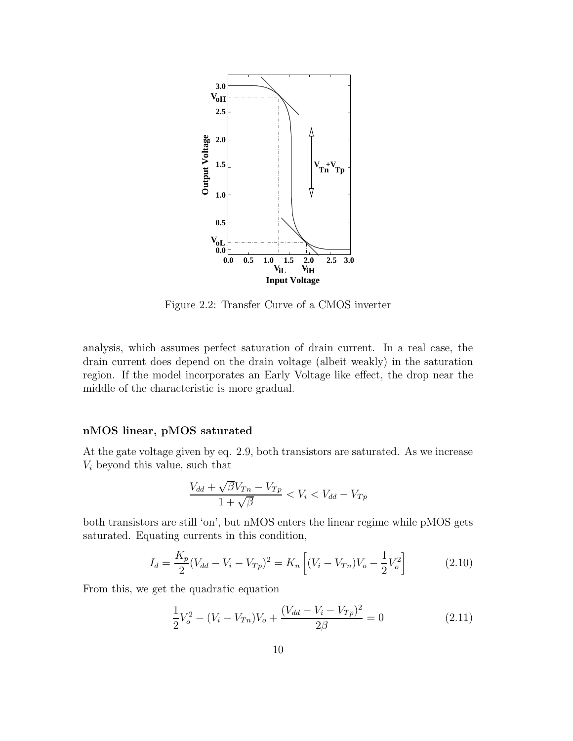Figure 2.2: Transfer Curve of a CMOS inverter

analysis, which assumes perfect saturation of drain current. In a real case, the drain current does depend on the drain voltage (albeit weakly) in the saturation region. If the model incorporates an Early Voltage like effect, the drop near the middle of the characteristic is more gradual.

### nMOS linear, pMOS saturated

At the gate voltage given by eq. 2.9, both transistors are saturated. As we increase $V_i$ beyond this value, such that

$$\frac{V_{dd} + \sqrt{\beta}V_{Tn} - V_{Tp}}{1 + \sqrt{\beta}} < V_i < V_{dd} - V_{Tp}$$

both transistors are still 'on', but nMOS enters the linear regime while pMOS gets saturated. Equating currents in this condition,

$$I_d = \frac{K_p}{2}(V_{dd} - V_i - V_{Tp})^2 = K_n \left[ (V_i - V_{Tn})V_o - \frac{1}{2}V_o^2 \right] \qquad (2.10)$$

From this, we get the quadratic equation

$$\frac{1}{2}V_o^2 - (V_i - V_{Tn})V_o + \frac{(V_{dd} - V_i - V_{Tp})^2}{2\beta} = 0 \qquad (2.11)$$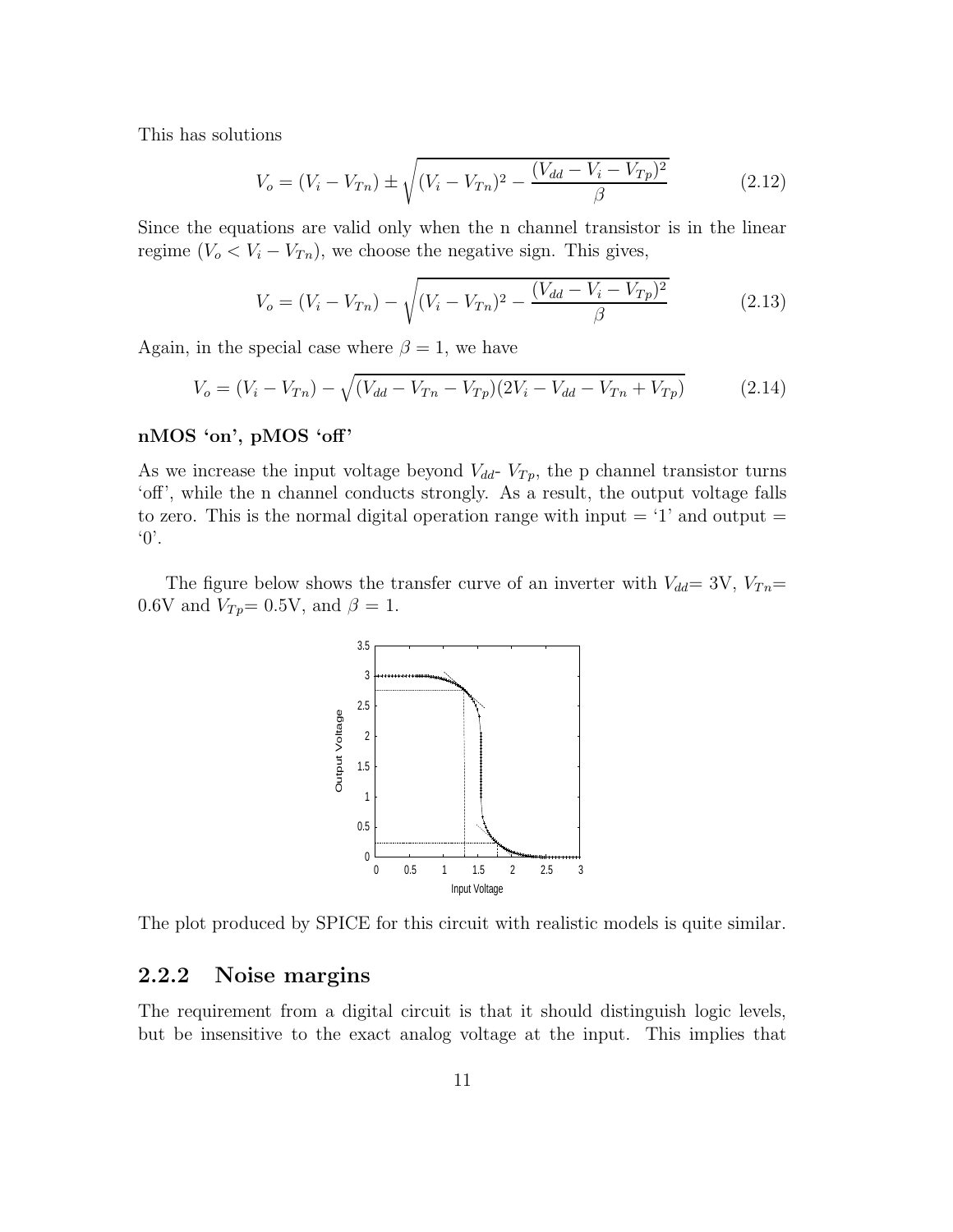This has solutions

$$V_o = (V_i - V_{Tn}) \pm \sqrt{(V_i - V_{Tn})^2 - \frac{(V_{dd} - V_i - V_{Tp})^2}{\beta}} \tag{2.12}$$

Since the equations are valid only when the n channel transistor is in the linear regime ($V_o < V_i - V_{Tn}$), we choose the negative sign. This gives,

$$V_o = (V_i - V_{Tn}) - \sqrt{(V_i - V_{Tn})^2 - \frac{(V_{dd} - V_i - V_{Tp})^2}{\beta}} \tag{2.13}$$

Again, in the special case where $\beta = 1$, we have

$$V_o = (V_i - V_{Tn}) - \sqrt{(V_{dd} - V_{Tn} - V_{Tp})(2V_i - V_{dd} - V_{Tn} + V_{Tp})} \tag{2.14}$$

**nMOS 'on', pMOS 'off'**

As we increase the input voltage beyond $V_{dd}$- $V_{Tp}$, the p channel transistor turns 'off', while the n channel conducts strongly. As a result, the output voltage falls to zero. This is the normal digital operation range with input = '1' and output = '0'.

The figure below shows the transfer curve of an inverter with $V_{dd}$= 3V, $V_{Tn}$= 0.6V and $V_{Tp}$= 0.5V, and $\beta = 1$.

The plot produced by SPICE for this circuit with realistic models is quite similar.

### 2.2.2 Noise margins

The requirement from a digital circuit is that it should distinguish logic levels, but be insensitive to the exact analog voltage at the input. This implies that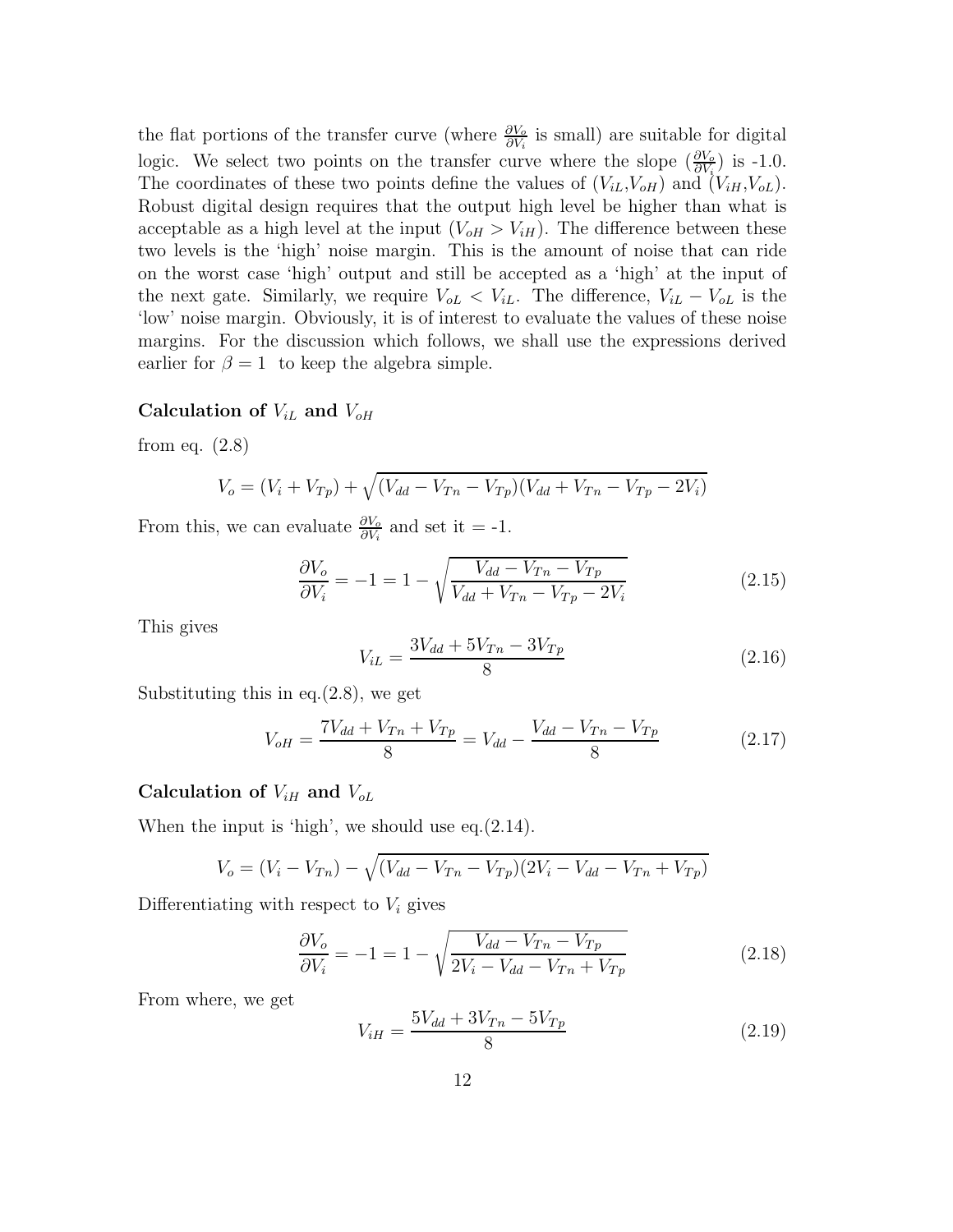the flat portions of the transfer curve (where $\frac{\partial V_o}{\partial V_i}$ is small) are suitable for digital logic. We select two points on the transfer curve where the slope ($\frac{\partial V_o}{\partial V_i}$) is -1.0. The coordinates of these two points define the values of ($V_{iL}$,$V_{oH}$) and ($V_{iH}$,$V_{oL}$). Robust digital design requires that the output high level be higher than what is acceptable as a high level at the input ($V_{oH} > V_{iH}$). The difference between these two levels is the 'high' noise margin. This is the amount of noise that can ride on the worst case 'high' output and still be accepted as a 'high' at the input of the next gate. Similarly, we require $V_{oL} < V_{iL}$. The difference, $V_{iL} - V_{oL}$ is the 'low' noise margin. Obviously, it is of interest to evaluate the values of these noise margins. For the discussion which follows, we shall use the expressions derived earlier for $\beta = 1$ to keep the algebra simple.

### Calculation of $V_{iL}$ and $V_{oH}$

from eq. (2.8)

$$V_o = (V_i + V_{Tp}) + \sqrt{(V_{dd} - V_{Tn} - V_{Tp})(V_{dd} + V_{Tn} - V_{Tp} - 2V_i)}$$

From this, we can evaluate $\frac{\partial V_o}{\partial V_i}$ and set it = -1.

$$\frac{\partial V_o}{\partial V_i} = -1 = 1 - \sqrt{\frac{V_{dd} - V_{Tn} - V_{Tp}}{V_{dd} + V_{Tn} - V_{Tp} - 2V_i}} \tag{2.15}$$

This gives

$$V_{iL} = \frac{3V_{dd} + 5V_{Tn} - 3V_{Tp}}{8} \tag{2.16}$$

Substituting this in eq.(2.8), we get

$$V_{oH} = \frac{7V_{dd} + V_{Tn} + V_{Tp}}{8} = V_{dd} - \frac{V_{dd} - V_{Tn} - V_{Tp}}{8} \tag{2.17}$$

### Calculation of $V_{iH}$ and $V_{oL}$

When the input is 'high', we should use eq.(2.14).

$$V_o = (V_i - V_{Tn}) - \sqrt{(V_{dd} - V_{Tn} - V_{Tp})(2V_i - V_{dd} - V_{Tn} + V_{Tp})}$$

Differentiating with respect to $V_i$ gives

$$\frac{\partial V_o}{\partial V_i} = -1 = 1 - \sqrt{\frac{V_{dd} - V_{Tn} - V_{Tp}}{2V_i - V_{dd} - V_{Tn} + V_{Tp}}} \tag{2.18}$$

From where, we get

$$V_{iH} = \frac{5V_{dd} + 3V_{Tn} - 5V_{Tp}}{8} \tag{2.19}$$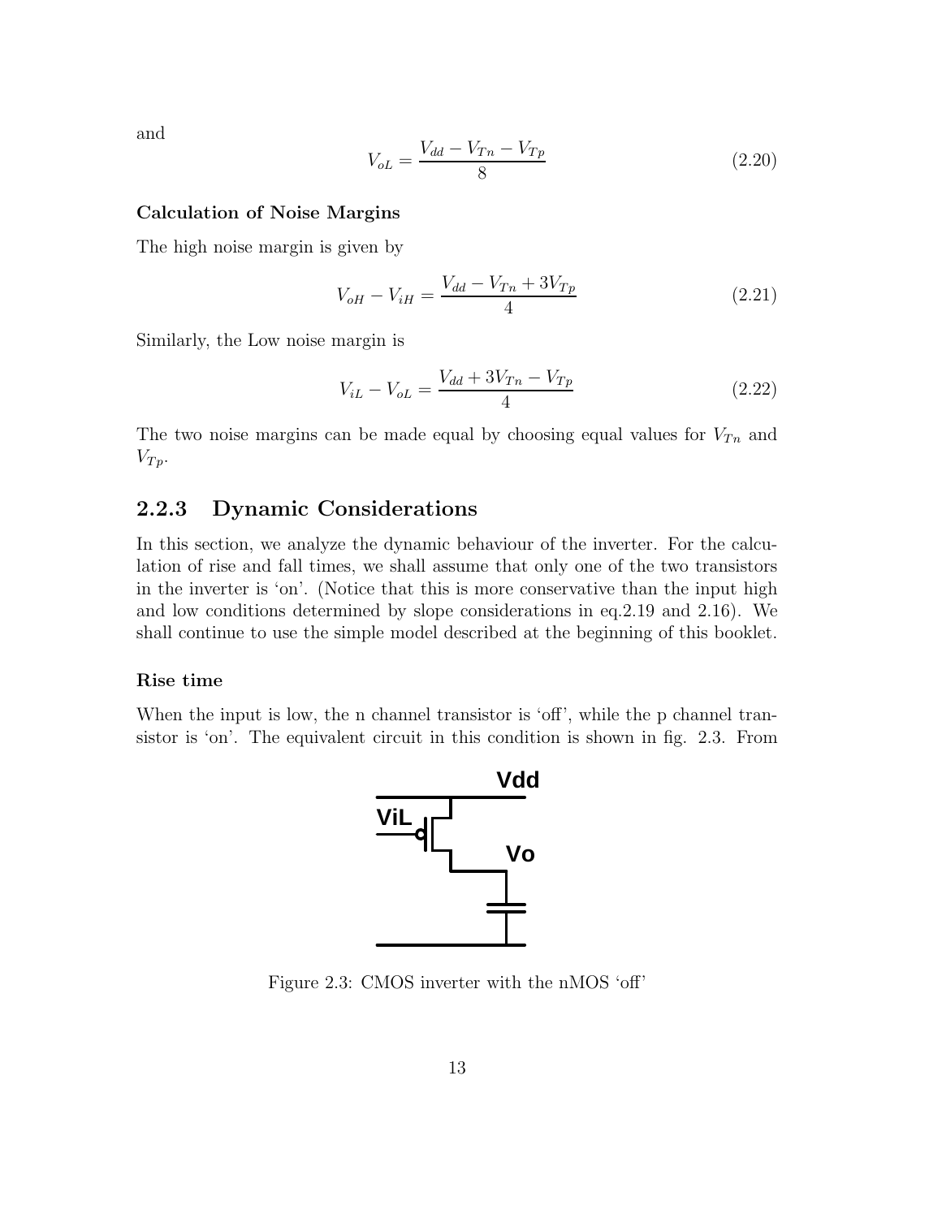and

$$V_{oL} = \frac{V_{dd} - V_{Tn} - V_{Tp}}{8} \tag{2.20}$$

#### Calculation of Noise Margins

The high noise margin is given by

$$V_{oH} - V_{iH} = \frac{V_{dd} - V_{Tn} + 3V_{Tp}}{4} \tag{2.21}$$

Similarly, the Low noise margin is

$$V_{iL} - V_{oL} = \frac{V_{dd} + 3V_{Tn} - V_{Tp}}{4} \tag{2.22}$$

The two noise margins can be made equal by choosing equal values for $V_{Tn}$ and $V_{Tp}$.

### 2.2.3 Dynamic Considerations

In this section, we analyze the dynamic behaviour of the inverter. For the calculation of rise and fall times, we shall assume that only one of the two transistors in the inverter is 'on'. (Notice that this is more conservative than the input high and low conditions determined by slope considerations in eq.2.19 and 2.16). We shall continue to use the simple model described at the beginning of this booklet.

#### Rise time

When the input is low, the n channel transistor is 'off', while the p channel transistor is 'on'. The equivalent circuit in this condition is shown in fig. 2.3. From

Figure 2.3: CMOS inverter with the nMOS 'off'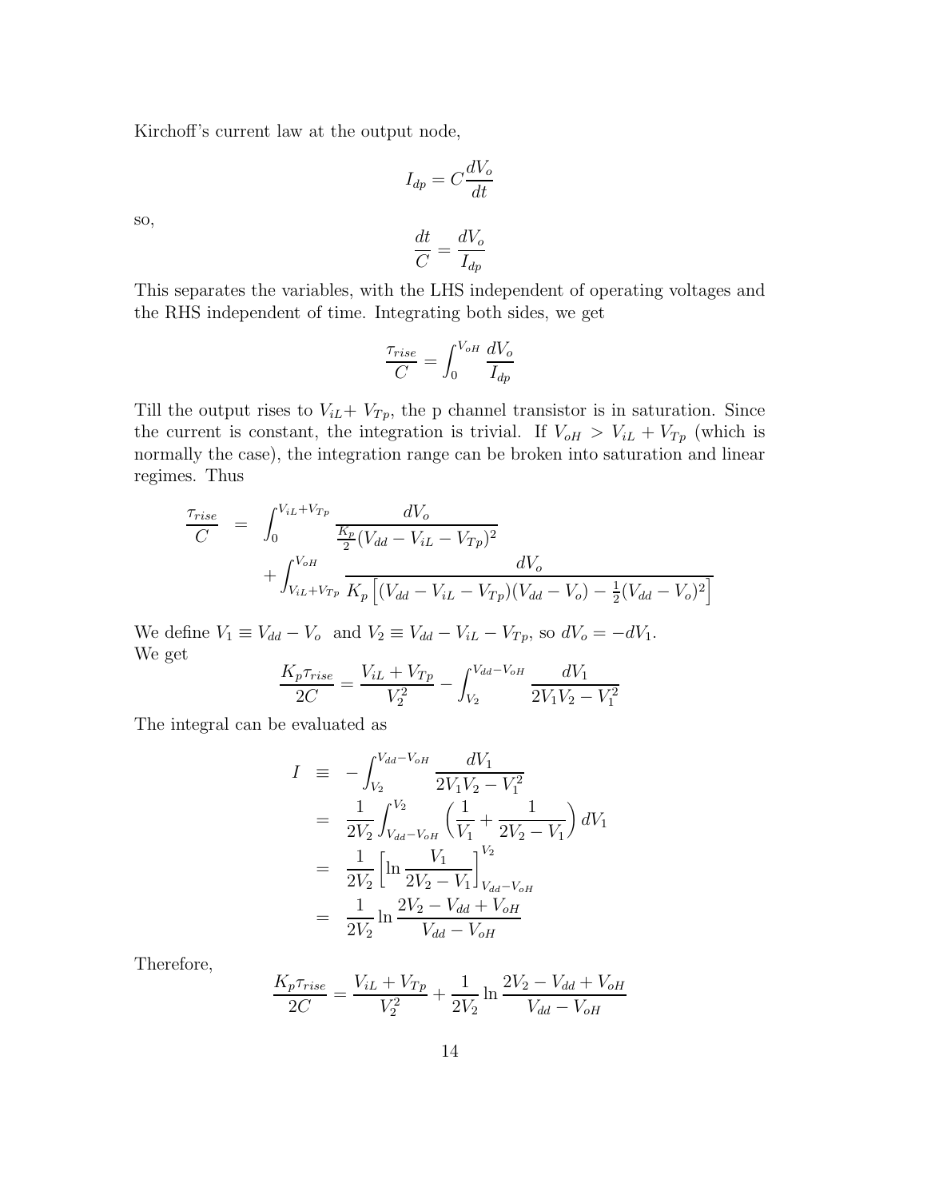Kirchoff's current law at the output node,

$$I_{dp} = C\frac{dV_o}{dt}$$

so,

$$\frac{dt}{C} = \frac{dV_o}{I_{dp}}$$

This separates the variables, with the LHS independent of operating voltages and the RHS independent of time. Integrating both sides, we get

$$\frac{\tau_{rise}}{C} = \int_0^{V_{oH}} \frac{dV_o}{I_{dp}}$$

Till the output rises to $V_{iL}+ V_{Tp}$, the p channel transistor is in saturation. Since the current is constant, the integration is trivial. If $V_{oH} > V_{iL} + V_{Tp}$ (which is normally the case), the integration range can be broken into saturation and linear regimes. Thus

$$\begin{aligned}
\frac{\tau_{rise}}{C} &= \int_0^{V_{iL}+V_{Tp}} \frac{dV_o}{\frac{K_p}{2}(V_{dd} - V_{iL} - V_{Tp})^2} \\
&\quad + \int_{V_{iL}+V_{Tp}}^{V_{oH}} \frac{dV_o}{K_p\left[(V_{dd} - V_{iL} - V_{Tp})(V_{dd} - V_o) - \frac{1}{2}(V_{dd} - V_o)^2\right]}
\end{aligned}$$

We define $V_1 \equiv V_{dd} - V_o$ and $V_2 \equiv V_{dd} - V_{iL} - V_{Tp}$, so $dV_o = -dV_1$.
We get

$$\frac{K_p\tau_{rise}}{2C} = \frac{V_{iL} + V_{Tp}}{V_2^2} - \int_{V_2}^{V_{dd}-V_{oH}} \frac{dV_1}{2V_1V_2 - V_1^2}$$

The integral can be evaluated as

$$\begin{aligned}
I &\equiv -\int_{V_2}^{V_{dd}-V_{oH}} \frac{dV_1}{2V_1V_2 - V_1^2} \\
&= \frac{1}{2V_2}\int_{V_{dd}-V_{oH}}^{V_2} \left(\frac{1}{V_1} + \frac{1}{2V_2 - V_1}\right) dV_1 \\
&= \frac{1}{2V_2}\left[\ln\frac{V_1}{2V_2 - V_1}\right]_{V_{dd}-V_{oH}}^{V_2} \\
&= \frac{1}{2V_2}\ln\frac{2V_2 - V_{dd} + V_{oH}}{V_{dd} - V_{oH}}
\end{aligned}$$

Therefore,

$$\frac{K_p\tau_{rise}}{2C} = \frac{V_{iL} + V_{Tp}}{V_2^2} + \frac{1}{2V_2}\ln\frac{2V_2 - V_{dd} + V_{oH}}{V_{dd} - V_{oH}}$$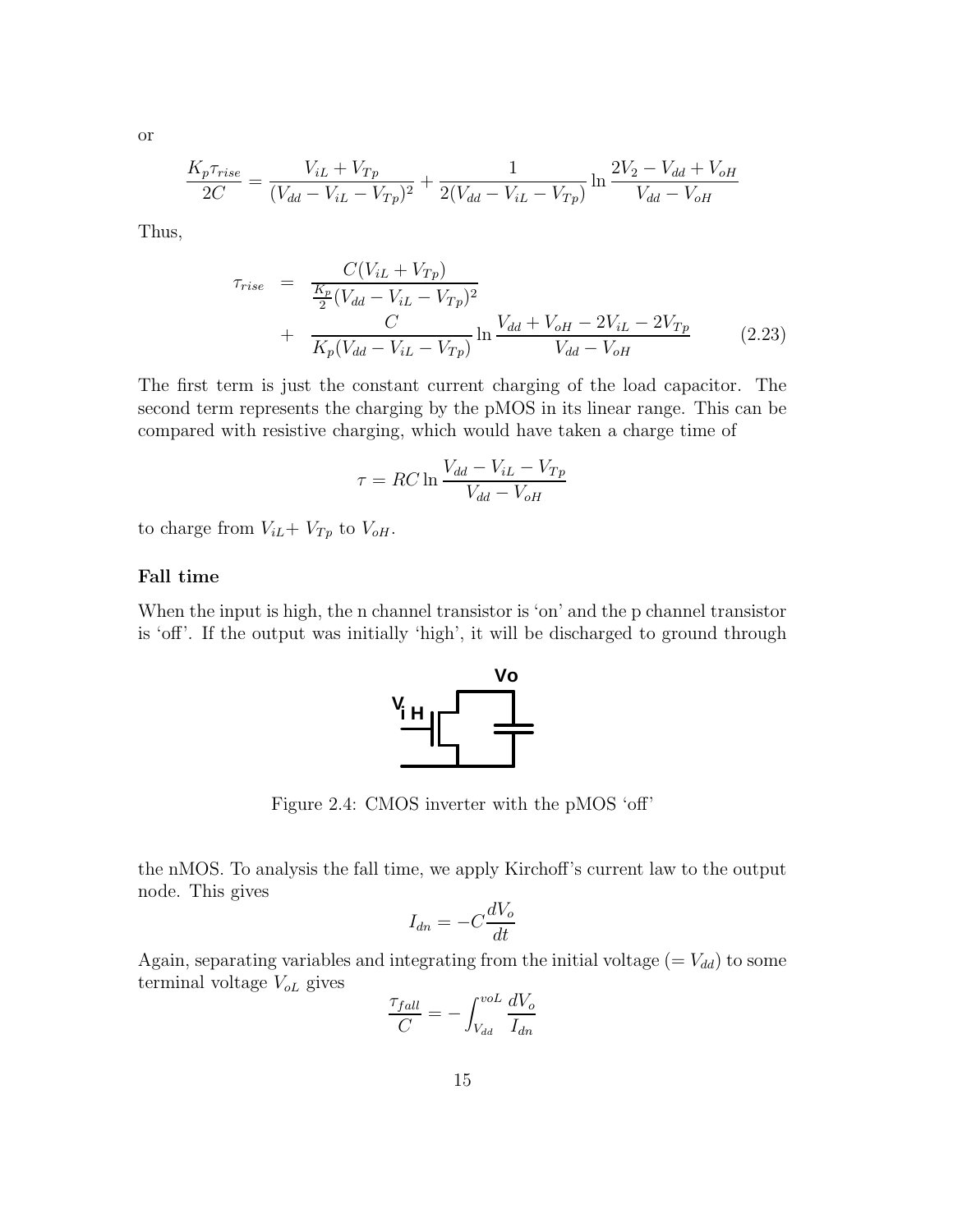or

$$\frac{K_p \tau_{rise}}{2C} = \frac{V_{iL} + V_{Tp}}{(V_{dd} - V_{iL} - V_{Tp})^2} + \frac{1}{2(V_{dd} - V_{iL} - V_{Tp})} \ln \frac{2V_2 - V_{dd} + V_{oH}}{V_{dd} - V_{oH}}$$

Thus,

$$\begin{aligned} \tau_{rise} &= \frac{C(V_{iL} + V_{Tp})}{\frac{K_p}{2}(V_{dd} - V_{iL} - V_{Tp})^2} \\ &+ \frac{C}{K_p(V_{dd} - V_{iL} - V_{Tp})} \ln \frac{V_{dd} + V_{oH} - 2V_{iL} - 2V_{Tp}}{V_{dd} - V_{oH}} \end{aligned} \qquad (2.23)$$

The first term is just the constant current charging of the load capacitor. The second term represents the charging by the pMOS in its linear range. This can be compared with resistive charging, which would have taken a charge time of

$$\tau = RC \ln \frac{V_{dd} - V_{iL} - V_{Tp}}{V_{dd} - V_{oH}}$$

to charge from $V_{iL}$+ $V_{Tp}$ to $V_{oH}$.

### Fall time

When the input is high, the n channel transistor is 'on' and the p channel transistor is 'off'. If the output was initially 'high', it will be discharged to ground through

Figure 2.4: CMOS inverter with the pMOS 'off'

the nMOS. To analysis the fall time, we apply Kirchoff's current law to the output node. This gives

$$I_{dn} = -C \frac{dV_o}{dt}$$

Again, separating variables and integrating from the initial voltage (= $V_{dd}$) to some terminal voltage $V_{oL}$ gives

$$\frac{\tau_{fall}}{C} = -\int_{V_{dd}}^{voL} \frac{dV_o}{I_{dn}}$$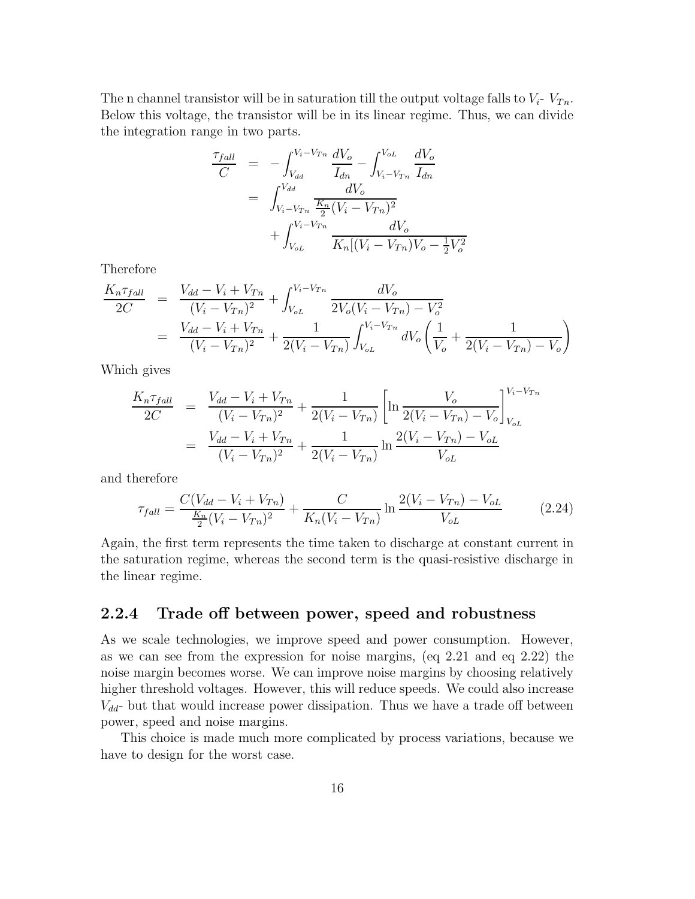The n channel transistor will be in saturation till the output voltage falls to $V_i$- $V_{Tn}$. Below this voltage, the transistor will be in its linear regime. Thus, we can divide the integration range in two parts.

$$
\begin{aligned}
\frac{\tau_{fall}}{C} &= -\int_{V_{dd}}^{V_i - V_{Tn}} \frac{dV_o}{I_{dn}} - \int_{V_i - V_{Tn}}^{V_{oL}} \frac{dV_o}{I_{dn}} \\
&= \int_{V_i - V_{Tn}}^{V_{dd}} \frac{dV_o}{\frac{K_n}{2}(V_i - V_{Tn})^2} \\
&\quad + \int_{V_{oL}}^{V_i - V_{Tn}} \frac{dV_o}{K_n[(V_i - V_{Tn})V_o - \frac{1}{2}V_o^2}
\end{aligned}
$$

Therefore

$$
\begin{aligned}
\frac{K_n \tau_{fall}}{2C} &= \frac{V_{dd} - V_i + V_{Tn}}{(V_i - V_{Tn})^2} + \int_{V_{oL}}^{V_i - V_{Tn}} \frac{dV_o}{2V_o(V_i - V_{Tn}) - V_o^2} \\
&= \frac{V_{dd} - V_i + V_{Tn}}{(V_i - V_{Tn})^2} + \frac{1}{2(V_i - V_{Tn})} \int_{V_{oL}}^{V_i - V_{Tn}} dV_o \left( \frac{1}{V_o} + \frac{1}{2(V_i - V_{Tn}) - V_o} \right)
\end{aligned}
$$

Which gives

$$
\begin{aligned}
\frac{K_n \tau_{fall}}{2C} &= \frac{V_{dd} - V_i + V_{Tn}}{(V_i - V_{Tn})^2} + \frac{1}{2(V_i - V_{Tn})} \left[ \ln \frac{V_o}{2(V_i - V_{Tn}) - V_o} \right]_{V_{oL}}^{V_i - V_{Tn}} \\
&= \frac{V_{dd} - V_i + V_{Tn}}{(V_i - V_{Tn})^2} + \frac{1}{2(V_i - V_{Tn})} \ln \frac{2(V_i - V_{Tn}) - V_{oL}}{V_{oL}}
\end{aligned}
$$

and therefore

$$
\tau_{fall} = \frac{C(V_{dd} - V_i + V_{Tn})}{\frac{K_n}{2}(V_i - V_{Tn})^2} + \frac{C}{K_n(V_i - V_{Tn})} \ln \frac{2(V_i - V_{Tn}) - V_{oL}}{V_{oL}} \tag{2.24}
$$

Again, the first term represents the time taken to discharge at constant current in the saturation regime, whereas the second term is the quasi-resistive discharge in the linear regime.

### 2.2.4 Trade off between power, speed and robustness

As we scale technologies, we improve speed and power consumption. However, as we can see from the expression for noise margins, (eq 2.21 and eq 2.22) the noise margin becomes worse. We can improve noise margins by choosing relatively higher threshold voltages. However, this will reduce speeds. We could also increase $V_{dd}$- but that would increase power dissipation. Thus we have a trade off between power, speed and noise margins.

This choice is made much more complicated by process variations, because we have to design for the worst case.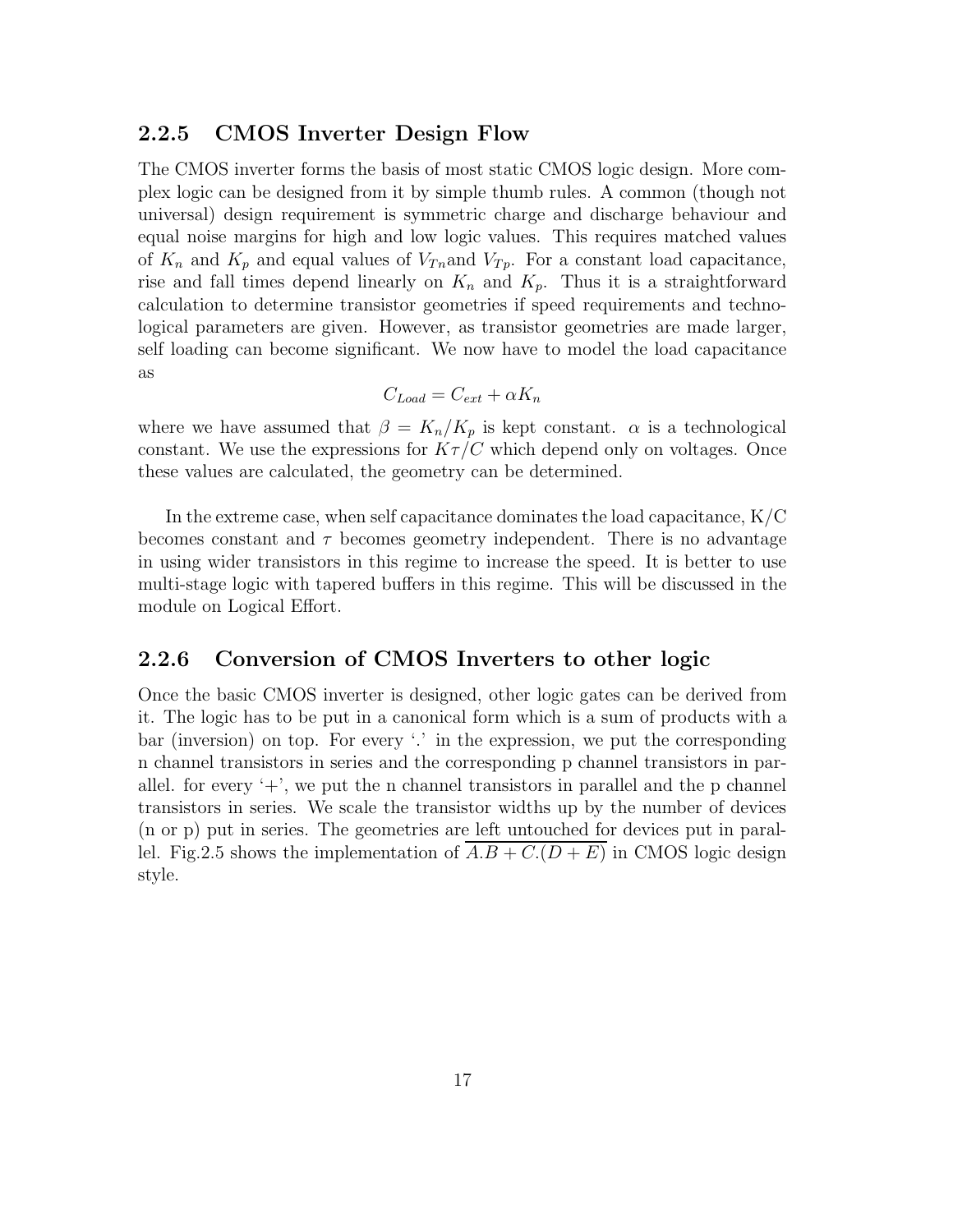### 2.2.5 CMOS Inverter Design Flow

The CMOS inverter forms the basis of most static CMOS logic design. More complex logic can be designed from it by simple thumb rules. A common (though not universal) design requirement is symmetric charge and discharge behaviour and equal noise margins for high and low logic values. This requires matched values of $K_n$ and $K_p$ and equal values of $V_{Tn}$and $V_{Tp}$. For a constant load capacitance, rise and fall times depend linearly on $K_n$ and $K_p$. Thus it is a straightforward calculation to determine transistor geometries if speed requirements and technological parameters are given. However, as transistor geometries are made larger, self loading can become significant. We now have to model the load capacitance as

$$C_{Load} = C_{ext} + \alpha K_n$$

where we have assumed that $\beta = K_n/K_p$ is kept constant. $\alpha$ is a technological constant. We use the expressions for $K\tau/C$ which depend only on voltages. Once these values are calculated, the geometry can be determined.

In the extreme case, when self capacitance dominates the load capacitance, K/C becomes constant and $\tau$ becomes geometry independent. There is no advantage in using wider transistors in this regime to increase the speed. It is better to use multi-stage logic with tapered buffers in this regime. This will be discussed in the module on Logical Effort.

### 2.2.6 Conversion of CMOS Inverters to other logic

Once the basic CMOS inverter is designed, other logic gates can be derived from it. The logic has to be put in a canonical form which is a sum of products with a bar (inversion) on top. For every '.' in the expression, we put the corresponding n channel transistors in series and the corresponding p channel transistors in parallel. for every '+', we put the n channel transistors in parallel and the p channel transistors in series. We scale the transistor widths up by the number of devices (n or p) put in series. The geometries are left untouched for devices put in parallel. Fig.2.5 shows the implementation of $\overline{A.B + C.(D + E)}$ in CMOS logic design style.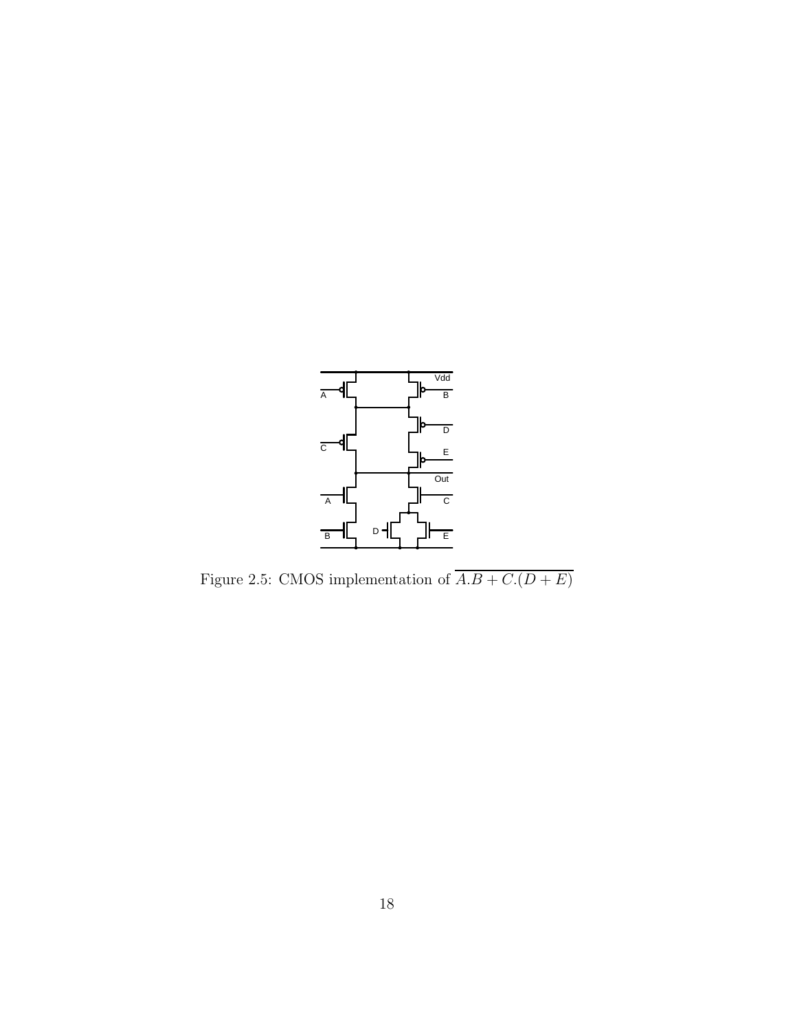Figure 2.5: CMOS implementation of $\overline{A.B + C.(D + E)}$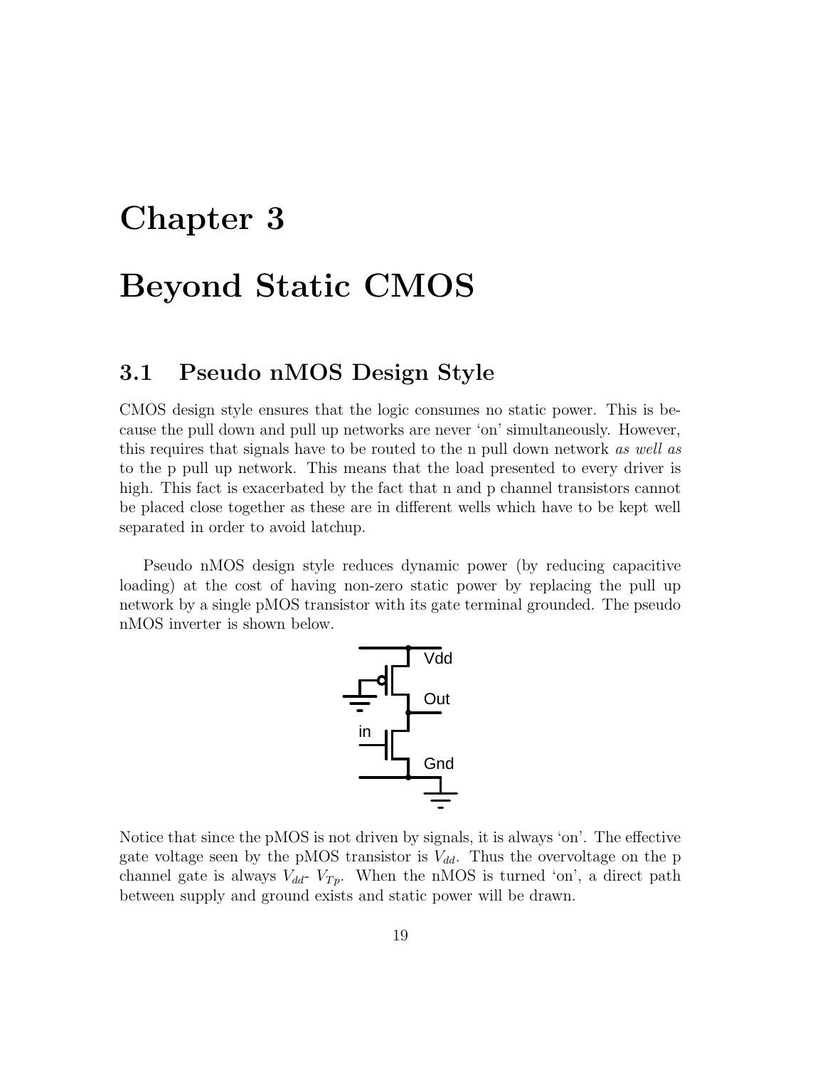# Chapter 3

# Beyond Static CMOS

## 3.1 Pseudo nMOS Design Style

CMOS design style ensures that the logic consumes no static power. This is because the pull down and pull up networks are never 'on' simultaneously. However, this requires that signals have to be routed to the n pull down network *as well as* to the p pull up network. This means that the load presented to every driver is high. This fact is exacerbated by the fact that n and p channel transistors cannot be placed close together as these are in different wells which have to be kept well separated in order to avoid latchup.

Pseudo nMOS design style reduces dynamic power (by reducing capacitive loading) at the cost of having non-zero static power by replacing the pull up network by a single pMOS transistor with its gate terminal grounded. The pseudo nMOS inverter is shown below.

Notice that since the pMOS is not driven by signals, it is always 'on'. The effective gate voltage seen by the pMOS transistor is $V_{dd}$. Thus the overvoltage on the p channel gate is always $V_{dd}$- $V_{Tp}$. When the nMOS is turned 'on', a direct path between supply and ground exists and static power will be drawn.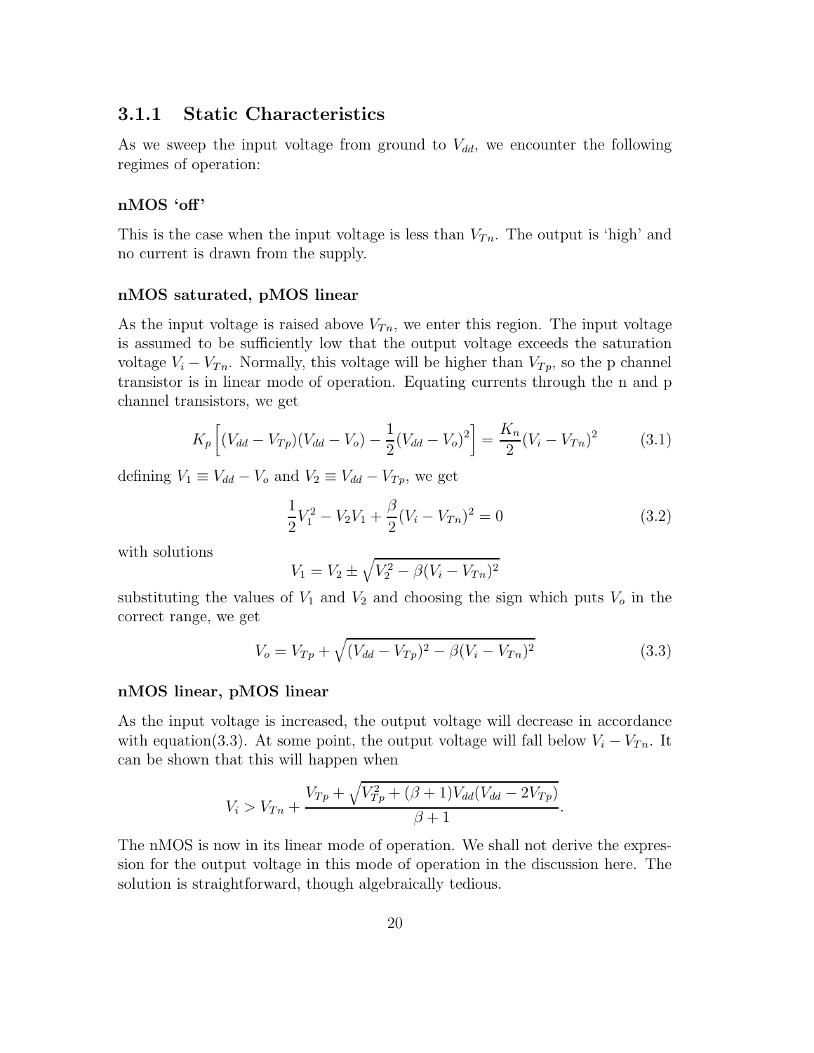### 3.1.1 Static Characteristics

As we sweep the input voltage from ground to $V_{dd}$, we encounter the following regimes of operation:

#### nMOS 'off'

This is the case when the input voltage is less than $V_{Tn}$. The output is 'high' and no current is drawn from the supply.

#### nMOS saturated, pMOS linear

As the input voltage is raised above $V_{Tn}$, we enter this region. The input voltage is assumed to be sufficiently low that the output voltage exceeds the saturation voltage $V_i - V_{Tn}$. Normally, this voltage will be higher than $V_{Tp}$, so the p channel transistor is in linear mode of operation. Equating currents through the n and p channel transistors, we get

$$K_p \left[ (V_{dd} - V_{Tp})(V_{dd} - V_o) - \frac{1}{2}(V_{dd} - V_o)^2 \right] = \frac{K_n}{2}(V_i - V_{Tn})^2 \tag{3.1}$$

defining $V_1 \equiv V_{dd} - V_o$ and $V_2 \equiv V_{dd} - V_{Tp}$, we get

$$\frac{1}{2}V_1^2 - V_2 V_1 + \frac{\beta}{2}(V_i - V_{Tn})^2 = 0 \tag{3.2}$$

with solutions

$$V_1 = V_2 \pm \sqrt{V_2^2 - \beta(V_i - V_{Tn})^2}$$

substituting the values of $V_1$ and $V_2$ and choosing the sign which puts $V_o$ in the correct range, we get

$$V_o = V_{Tp} + \sqrt{(V_{dd} - V_{Tp})^2 - \beta(V_i - V_{Tn})^2} \tag{3.3}$$

#### nMOS linear, pMOS linear

As the input voltage is increased, the output voltage will decrease in accordance with equation(3.3). At some point, the output voltage will fall below $V_i - V_{Tn}$. It can be shown that this will happen when

$$V_i > V_{Tn} + \frac{V_{Tp} + \sqrt{V_{Tp}^2 + (\beta + 1)V_{dd}(V_{dd} - 2V_{Tp})}}{\beta + 1}.$$

The nMOS is now in its linear mode of operation. We shall not derive the expression for the output voltage in this mode of operation in the discussion here. The solution is straightforward, though algebraically tedious.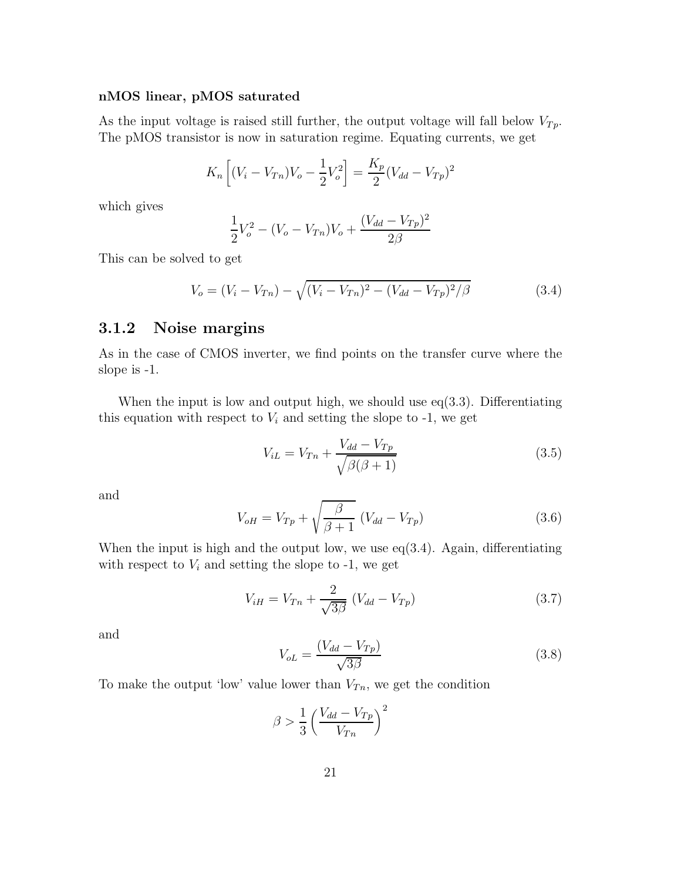**nMOS linear, pMOS saturated**

As the input voltage is raised still further, the output voltage will fall below $V_{Tp}$. The pMOS transistor is now in saturation regime. Equating currents, we get

$$K_n \left[ (V_i - V_{Tn})V_o - \frac{1}{2}V_o^2 \right] = \frac{K_p}{2}(V_{dd} - V_{Tp})^2$$

which gives

$$\frac{1}{2}V_o^2 - (V_o - V_{Tn})V_o + \frac{(V_{dd} - V_{Tp})^2}{2\beta}$$

This can be solved to get

$$V_o = (V_i - V_{Tn}) - \sqrt{(V_i - V_{Tn})^2 - (V_{dd} - V_{Tp})^2/\beta} \tag{3.4}$$

### 3.1.2 Noise margins

As in the case of CMOS inverter, we find points on the transfer curve where the slope is -1.

When the input is low and output high, we should use eq(3.3). Differentiating this equation with respect to $V_i$ and setting the slope to -1, we get

$$V_{iL} = V_{Tn} + \frac{V_{dd} - V_{Tp}}{\sqrt{\beta(\beta + 1)}} \tag{3.5}$$

and

$$V_{oH} = V_{Tp} + \sqrt{\frac{\beta}{\beta + 1}}\ (V_{dd} - V_{Tp}) \tag{3.6}$$

When the input is high and the output low, we use eq(3.4). Again, differentiating with respect to $V_i$ and setting the slope to -1, we get

$$V_{iH} = V_{Tn} + \frac{2}{\sqrt{3\beta}}\ (V_{dd} - V_{Tp}) \tag{3.7}$$

and

$$V_{oL} = \frac{(V_{dd} - V_{Tp})}{\sqrt{3\beta}} \tag{3.8}$$

To make the output 'low' value lower than $V_{Tn}$, we get the condition

$$\beta > \frac{1}{3}\left(\frac{V_{dd} - V_{Tp}}{V_{Tn}}\right)^2$$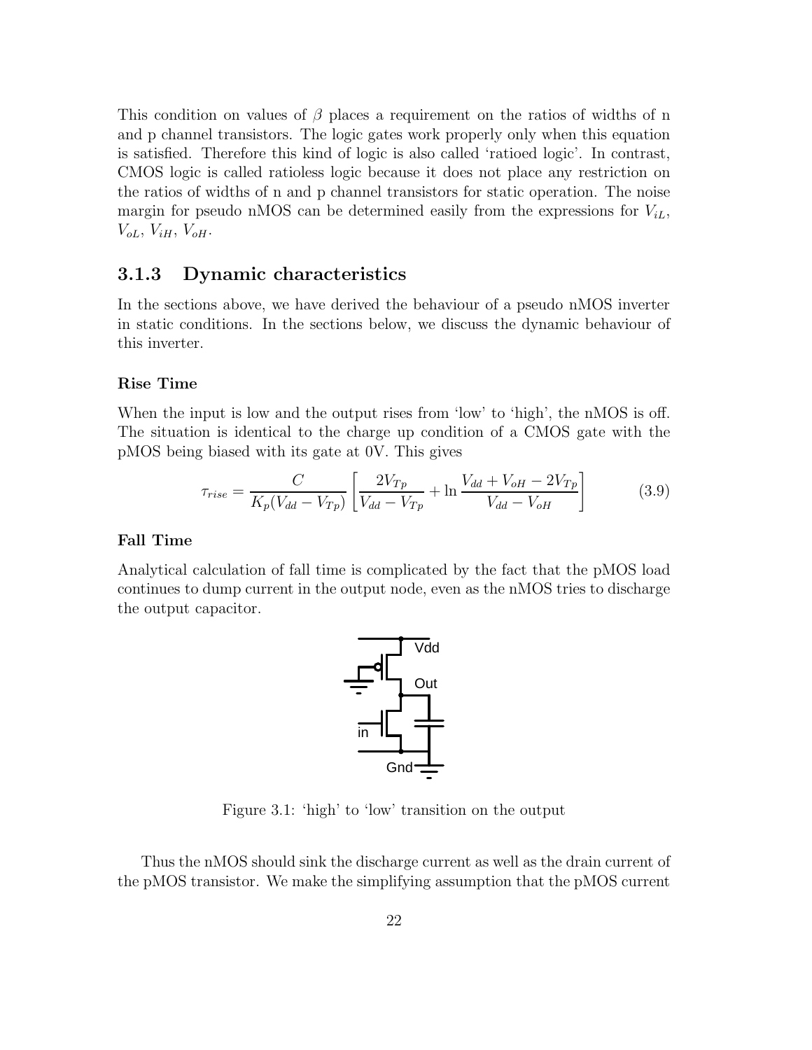This condition on values of $\beta$ places a requirement on the ratios of widths of n and p channel transistors. The logic gates work properly only when this equation is satisfied. Therefore this kind of logic is also called 'ratioed logic'. In contrast, CMOS logic is called ratioless logic because it does not place any restriction on the ratios of widths of n and p channel transistors for static operation. The noise margin for pseudo nMOS can be determined easily from the expressions for $V_{iL}$, $V_{oL}$, $V_{iH}$, $V_{oH}$.

### 3.1.3 Dynamic characteristics

In the sections above, we have derived the behaviour of a pseudo nMOS inverter in static conditions. In the sections below, we discuss the dynamic behaviour of this inverter.

**Rise Time**

When the input is low and the output rises from 'low' to 'high', the nMOS is off. The situation is identical to the charge up condition of a CMOS gate with the pMOS being biased with its gate at 0V. This gives

$$\tau_{rise} = \frac{C}{K_p(V_{dd} - V_{Tp})} \left[ \frac{2V_{Tp}}{V_{dd} - V_{Tp}} + \ln \frac{V_{dd} + V_{oH} - 2V_{Tp}}{V_{dd} - V_{oH}} \right] \tag{3.9}$$

**Fall Time**

Analytical calculation of fall time is complicated by the fact that the pMOS load continues to dump current in the output node, even as the nMOS tries to discharge the output capacitor.

Figure 3.1: 'high' to 'low' transition on the output

Thus the nMOS should sink the discharge current as well as the drain current of the pMOS transistor. We make the simplifying assumption that the pMOS current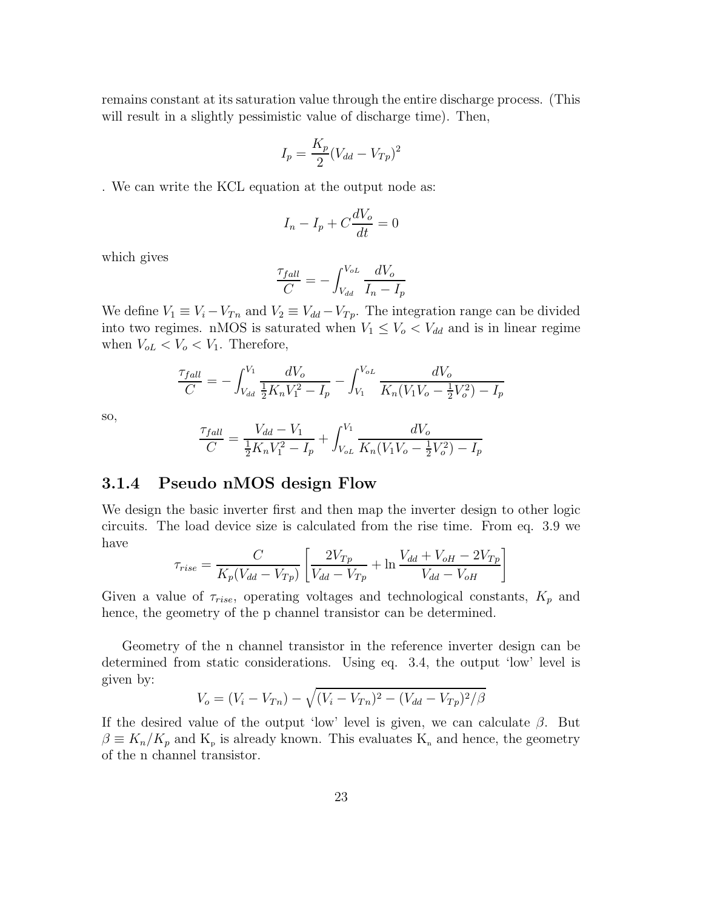remains constant at its saturation value through the entire discharge process. (This will result in a slightly pessimistic value of discharge time). Then,

$$I_p = \frac{K_p}{2}(V_{dd} - V_{Tp})^2$$

. We can write the KCL equation at the output node as:

$$I_n - I_p + C\frac{dV_o}{dt} = 0$$

which gives

$$\frac{\tau_{fall}}{C} = -\int_{V_{dd}}^{V_{oL}} \frac{dV_o}{I_n - I_p}$$

We define $V_1 \equiv V_i - V_{Tn}$ and $V_2 \equiv V_{dd} - V_{Tp}$. The integration range can be divided into two regimes. nMOS is saturated when $V_1 \leq V_o < V_{dd}$ and is in linear regime when $V_{oL} < V_o < V_1$. Therefore,

$$\frac{\tau_{fall}}{C} = -\int_{V_{dd}}^{V_1} \frac{dV_o}{\frac{1}{2}K_n V_1^2 - I_p} - \int_{V_1}^{V_{oL}} \frac{dV_o}{K_n(V_1 V_o - \frac{1}{2}V_o^2) - I_p}$$

so,

$$\frac{\tau_{fall}}{C} = \frac{V_{dd} - V_1}{\frac{1}{2}K_n V_1^2 - I_p} + \int_{V_{oL}}^{V_1} \frac{dV_o}{K_n(V_1 V_o - \frac{1}{2}V_o^2) - I_p}$$

### 3.1.4 Pseudo nMOS design Flow

We design the basic inverter first and then map the inverter design to other logic circuits. The load device size is calculated from the rise time. From eq. 3.9 we have

$$\tau_{rise} = \frac{C}{K_p(V_{dd} - V_{Tp})}\left[\frac{2V_{Tp}}{V_{dd} - V_{Tp}} + \ln\frac{V_{dd} + V_{oH} - 2V_{Tp}}{V_{dd} - V_{oH}}\right]$$

Given a value of $\tau_{rise}$, operating voltages and technological constants, $K_p$ and hence, the geometry of the p channel transistor can be determined.

Geometry of the n channel transistor in the reference inverter design can be determined from static considerations. Using eq. 3.4, the output 'low' level is given by:

$$V_o = (V_i - V_{Tn}) - \sqrt{(V_i - V_{Tn})^2 - (V_{dd} - V_{Tp})^2/\beta}$$

If the desired value of the output 'low' level is given, we can calculate $\beta$. But $\beta \equiv K_n/K_p$ and $K_p$ is already known. This evaluates $K_n$ and hence, the geometry of the n channel transistor.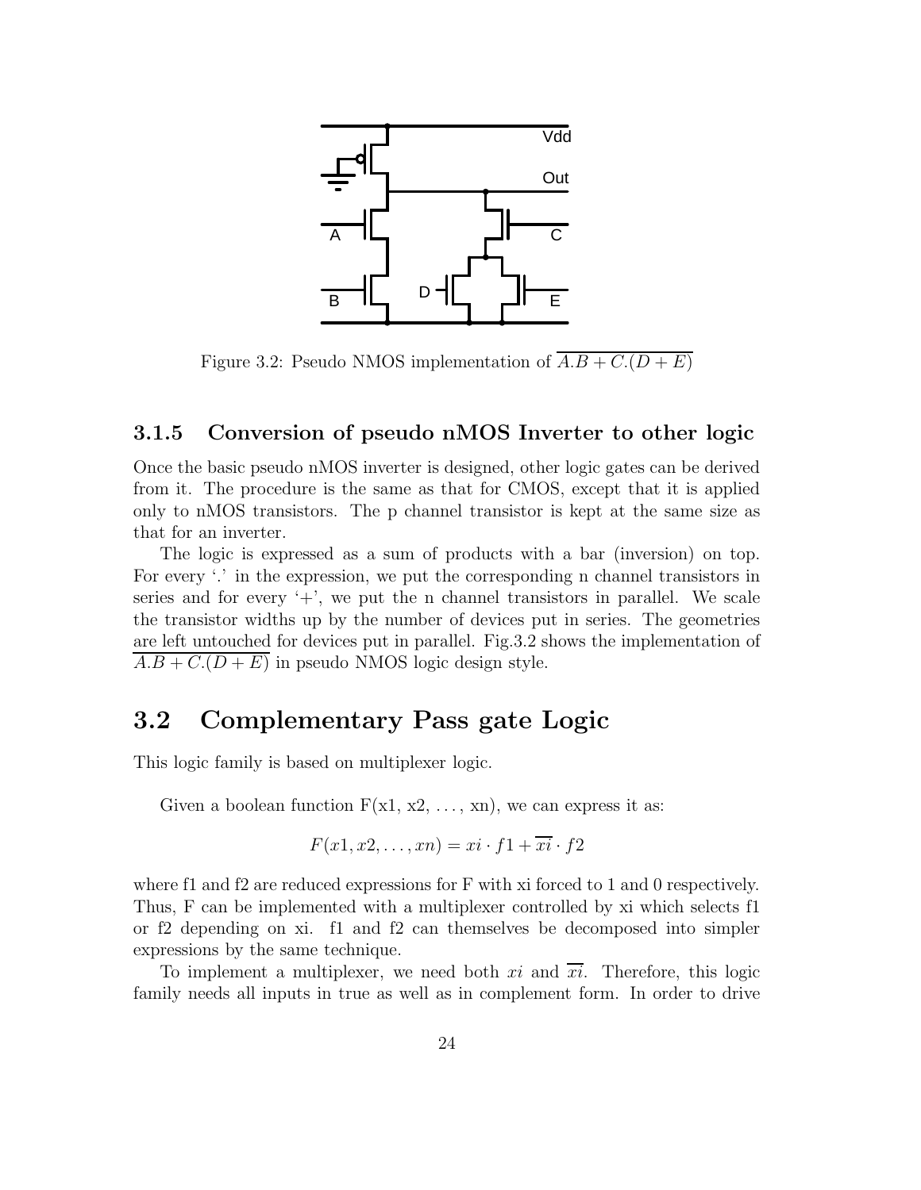Figure 3.2: Pseudo NMOS implementation of $\overline{A.B + C.(D + E)}$

### 3.1.5 Conversion of pseudo nMOS Inverter to other logic

Once the basic pseudo nMOS inverter is designed, other logic gates can be derived from it. The procedure is the same as that for CMOS, except that it is applied only to nMOS transistors. The p channel transistor is kept at the same size as that for an inverter.

The logic is expressed as a sum of products with a bar (inversion) on top. For every '.' in the expression, we put the corresponding n channel transistors in series and for every '+', we put the n channel transistors in parallel. We scale the transistor widths up by the number of devices put in series. The geometries are left untouched for devices put in parallel. Fig.3.2 shows the implementation of $\overline{A.B + C.(D + E)}$ in pseudo NMOS logic design style.

## 3.2 Complementary Pass gate Logic

This logic family is based on multiplexer logic.

Given a boolean function F(x1, x2, ..., xn), we can express it as:

$$F(x1, x2, \ldots, xn) = xi \cdot f1 + \overline{xi} \cdot f2$$

where f1 and f2 are reduced expressions for F with xi forced to 1 and 0 respectively. Thus, F can be implemented with a multiplexer controlled by xi which selects f1 or f2 depending on xi. f1 and f2 can themselves be decomposed into simpler expressions by the same technique.

To implement a multiplexer, we need both $xi$ and $\overline{xi}$. Therefore, this logic family needs all inputs in true as well as in complement form. In order to drive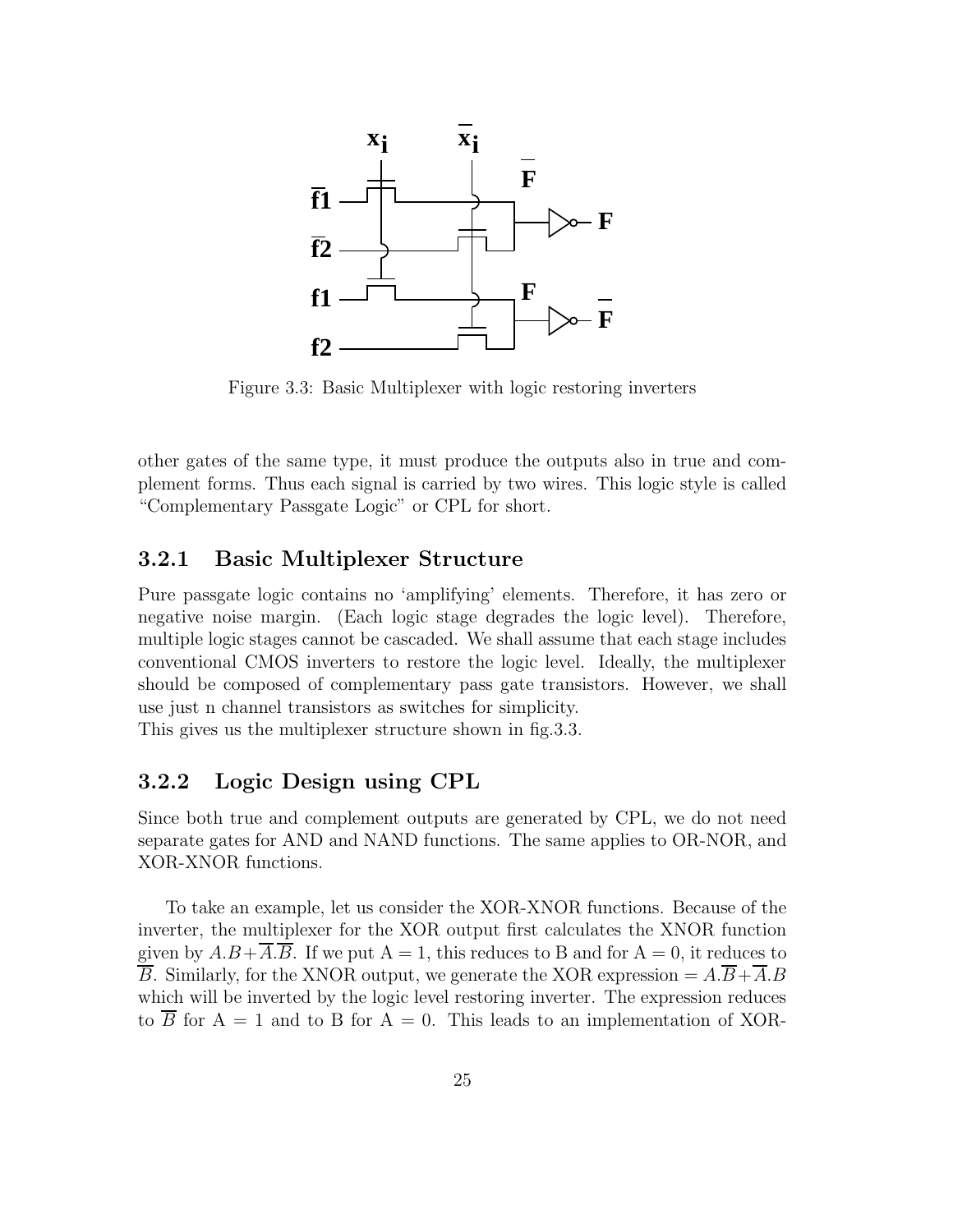Figure 3.3: Basic Multiplexer with logic restoring inverters

other gates of the same type, it must produce the outputs also in true and complement forms. Thus each signal is carried by two wires. This logic style is called "Complementary Passgate Logic" or CPL for short.

### 3.2.1 Basic Multiplexer Structure

Pure passgate logic contains no 'amplifying' elements. Therefore, it has zero or negative noise margin. (Each logic stage degrades the logic level). Therefore, multiple logic stages cannot be cascaded. We shall assume that each stage includes conventional CMOS inverters to restore the logic level. Ideally, the multiplexer should be composed of complementary pass gate transistors. However, we shall use just n channel transistors as switches for simplicity.
This gives us the multiplexer structure shown in fig.3.3.

### 3.2.2 Logic Design using CPL

Since both true and complement outputs are generated by CPL, we do not need separate gates for AND and NAND functions. The same applies to OR-NOR, and XOR-XNOR functions.

To take an example, let us consider the XOR-XNOR functions. Because of the inverter, the multiplexer for the XOR output first calculates the XNOR function given by $A.B + \overline{A}.\overline{B}$. If we put A = 1, this reduces to B and for A = 0, it reduces to $\overline{B}$. Similarly, for the XNOR output, we generate the XOR expression $= A.\overline{B} + \overline{A}.B$ which will be inverted by the logic level restoring inverter. The expression reduces to $\overline{B}$ for A = 1 and to B for A = 0. This leads to an implementation of XOR-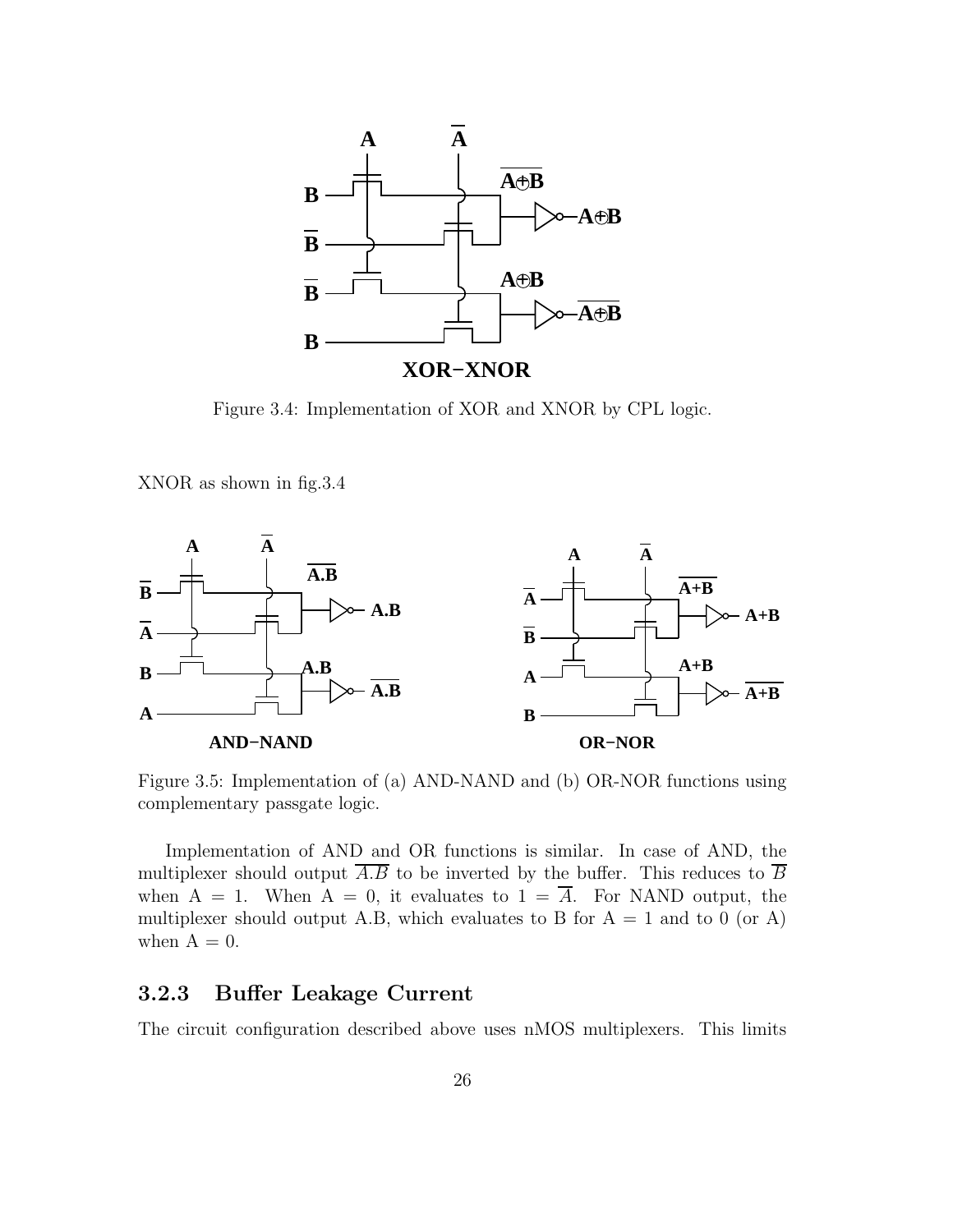Figure 3.4: Implementation of XOR and XNOR by CPL logic.

XNOR as shown in fig.3.4

Figure 3.5: Implementation of (a) AND-NAND and (b) OR-NOR functions using complementary passgate logic.

Implementation of AND and OR functions is similar. In case of AND, the multiplexer should output $\overline{A.B}$ to be inverted by the buffer. This reduces to $\overline{B}$ when A = 1. When A = 0, it evaluates to $1 = \overline{A}$. For NAND output, the multiplexer should output A.B, which evaluates to B for A = 1 and to 0 (or A) when A = 0.

### 3.2.3 Buffer Leakage Current

The circuit configuration described above uses nMOS multiplexers. This limits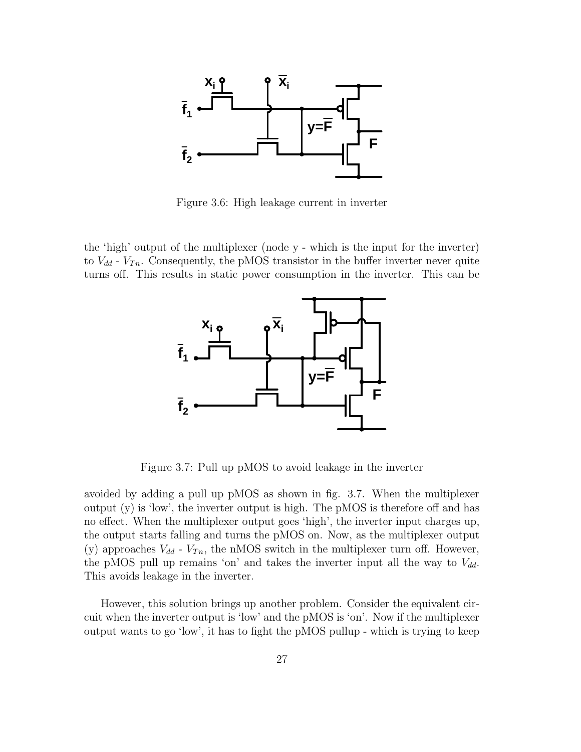Figure 3.6: High leakage current in inverter

the 'high' output of the multiplexer (node y - which is the input for the inverter) to $V_{dd}$ - $V_{Tn}$. Consequently, the pMOS transistor in the buffer inverter never quite turns off. This results in static power consumption in the inverter. This can be

Figure 3.7: Pull up pMOS to avoid leakage in the inverter

avoided by adding a pull up pMOS as shown in fig. 3.7. When the multiplexer output (y) is 'low', the inverter output is high. The pMOS is therefore off and has no effect. When the multiplexer output goes 'high', the inverter input charges up, the output starts falling and turns the pMOS on. Now, as the multiplexer output (y) approaches $V_{dd}$ - $V_{Tn}$, the nMOS switch in the multiplexer turn off. However, the pMOS pull up remains 'on' and takes the inverter input all the way to $V_{dd}$. This avoids leakage in the inverter.

However, this solution brings up another problem. Consider the equivalent circuit when the inverter output is 'low' and the pMOS is 'on'. Now if the multiplexer output wants to go 'low', it has to fight the pMOS pullup - which is trying to keep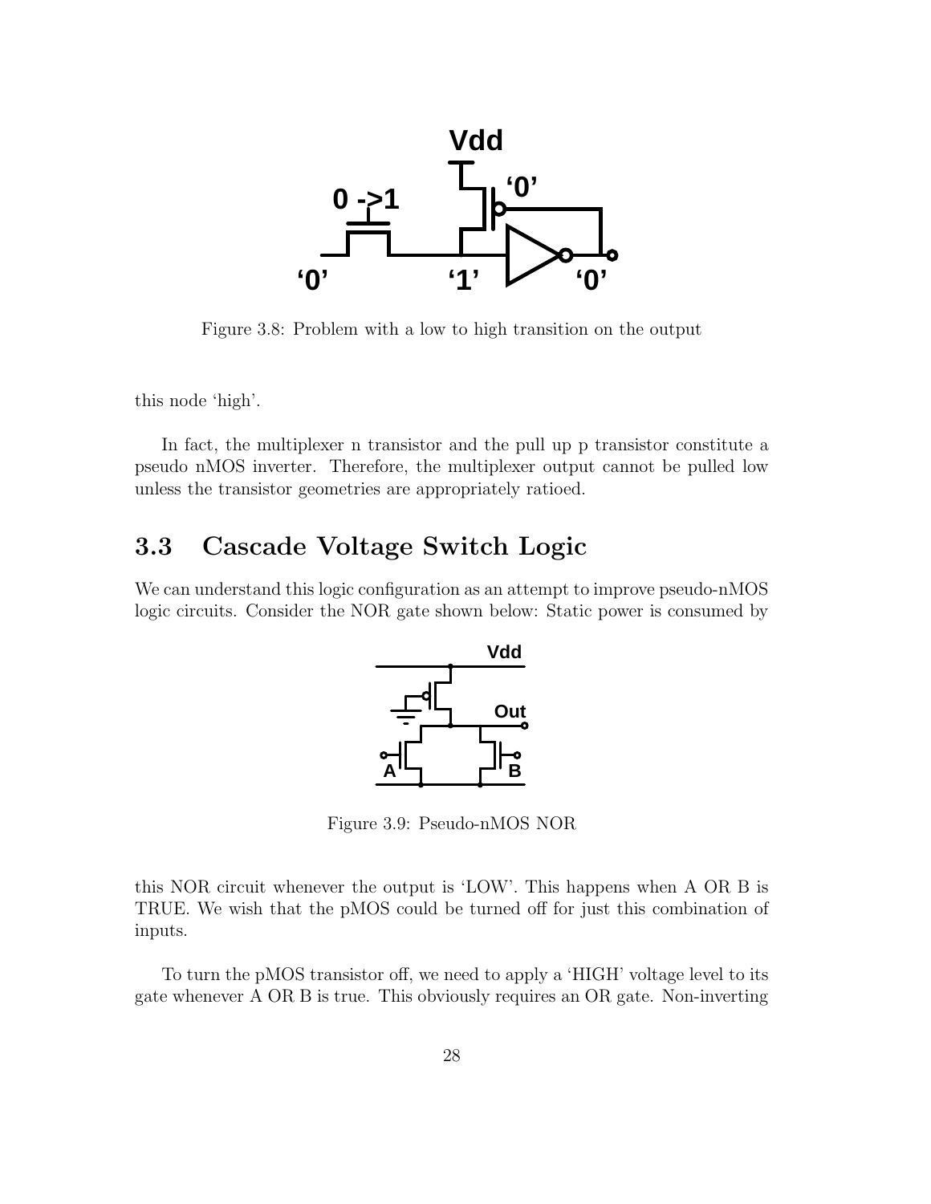Figure 3.8: Problem with a low to high transition on the output

this node 'high'.

In fact, the multiplexer n transistor and the pull up p transistor constitute a pseudo nMOS inverter. Therefore, the multiplexer output cannot be pulled low unless the transistor geometries are appropriately ratioed.

## 3.3 Cascade Voltage Switch Logic

We can understand this logic configuration as an attempt to improve pseudo-nMOS logic circuits. Consider the NOR gate shown below: Static power is consumed by

Figure 3.9: Pseudo-nMOS NOR

this NOR circuit whenever the output is 'LOW'. This happens when A OR B is TRUE. We wish that the pMOS could be turned off for just this combination of inputs.

To turn the pMOS transistor off, we need to apply a 'HIGH' voltage level to its gate whenever A OR B is true. This obviously requires an OR gate. Non-inverting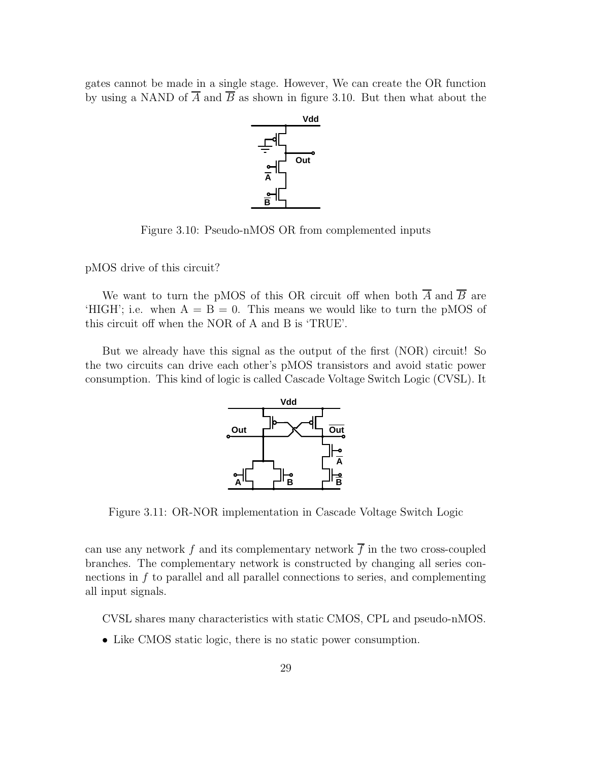gates cannot be made in a single stage. However, We can create the OR function by using a NAND of $\overline{A}$ and $\overline{B}$ as shown in figure 3.10. But then what about the

Figure 3.10: Pseudo-nMOS OR from complemented inputs

pMOS drive of this circuit?

We want to turn the pMOS of this OR circuit off when both $\overline{A}$ and $\overline{B}$ are 'HIGH'; i.e. when A = B = 0. This means we would like to turn the pMOS of this circuit off when the NOR of A and B is 'TRUE'.

But we already have this signal as the output of the first (NOR) circuit! So the two circuits can drive each other's pMOS transistors and avoid static power consumption. This kind of logic is called Cascade Voltage Switch Logic (CVSL). It

Figure 3.11: OR-NOR implementation in Cascade Voltage Switch Logic

can use any network $f$ and its complementary network $\overline{f}$ in the two cross-coupled branches. The complementary network is constructed by changing all series connections in $f$ to parallel and all parallel connections to series, and complementing all input signals.

CVSL shares many characteristics with static CMOS, CPL and pseudo-nMOS.

- Like CMOS static logic, there is no static power consumption.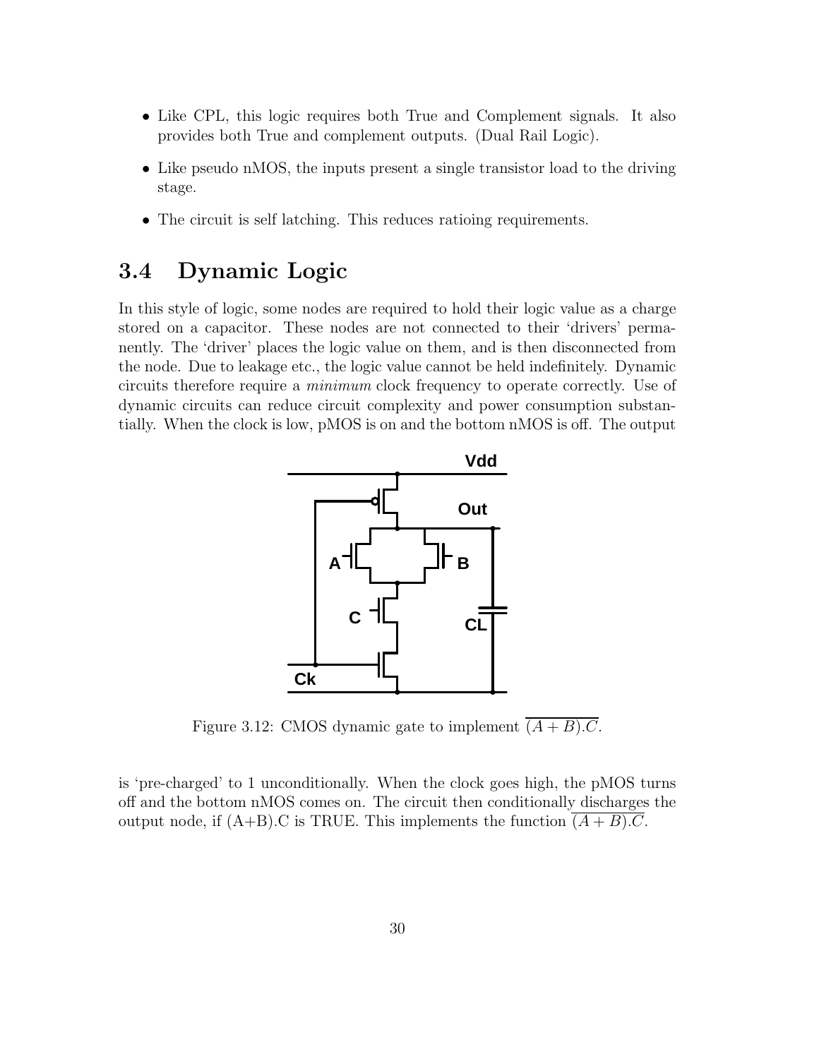- Like CPL, this logic requires both True and Complement signals. It also provides both True and complement outputs. (Dual Rail Logic).
- Like pseudo nMOS, the inputs present a single transistor load to the driving stage.
- The circuit is self latching. This reduces ratioing requirements.

## 3.4 Dynamic Logic

In this style of logic, some nodes are required to hold their logic value as a charge stored on a capacitor. These nodes are not connected to their 'drivers' permanently. The 'driver' places the logic value on them, and is then disconnected from the node. Due to leakage etc., the logic value cannot be held indefinitely. Dynamic circuits therefore require a *minimum* clock frequency to operate correctly. Use of dynamic circuits can reduce circuit complexity and power consumption substantially. When the clock is low, pMOS is on and the bottom nMOS is off. The output is 'pre-charged' to 1 unconditionally. When the clock goes high, the pMOS turns off and the bottom nMOS comes on. The circuit then conditionally discharges the output node, if (A+B).C is TRUE. This implements the function $\overline{(A+B).C}$.

Figure 3.12: CMOS dynamic gate to implement $\overline{(A+B).C}$.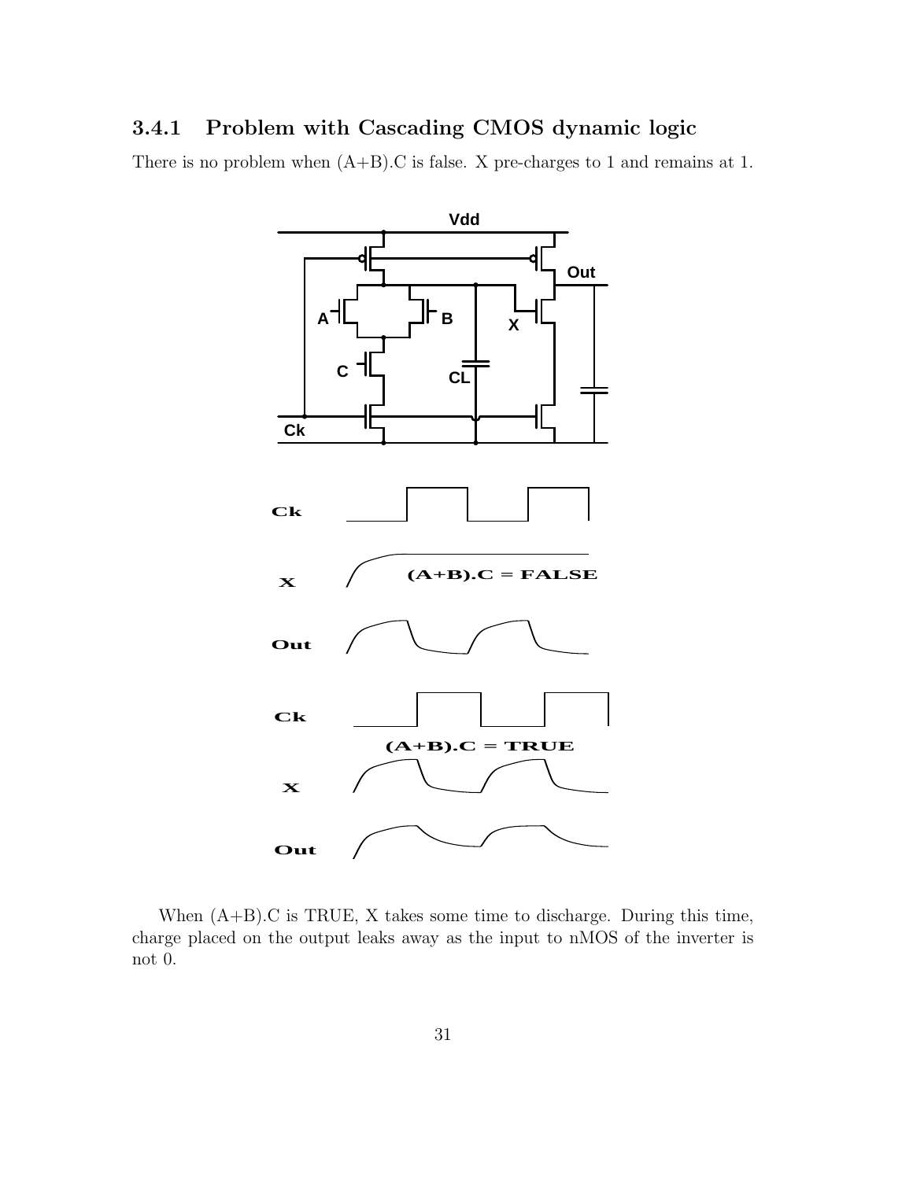### 3.4.1 Problem with Cascading CMOS dynamic logic

There is no problem when (A+B).C is false. X pre-charges to 1 and remains at 1.

When (A+B).C is TRUE, X takes some time to discharge. During this time, charge placed on the output leaks away as the input to nMOS of the inverter is not 0.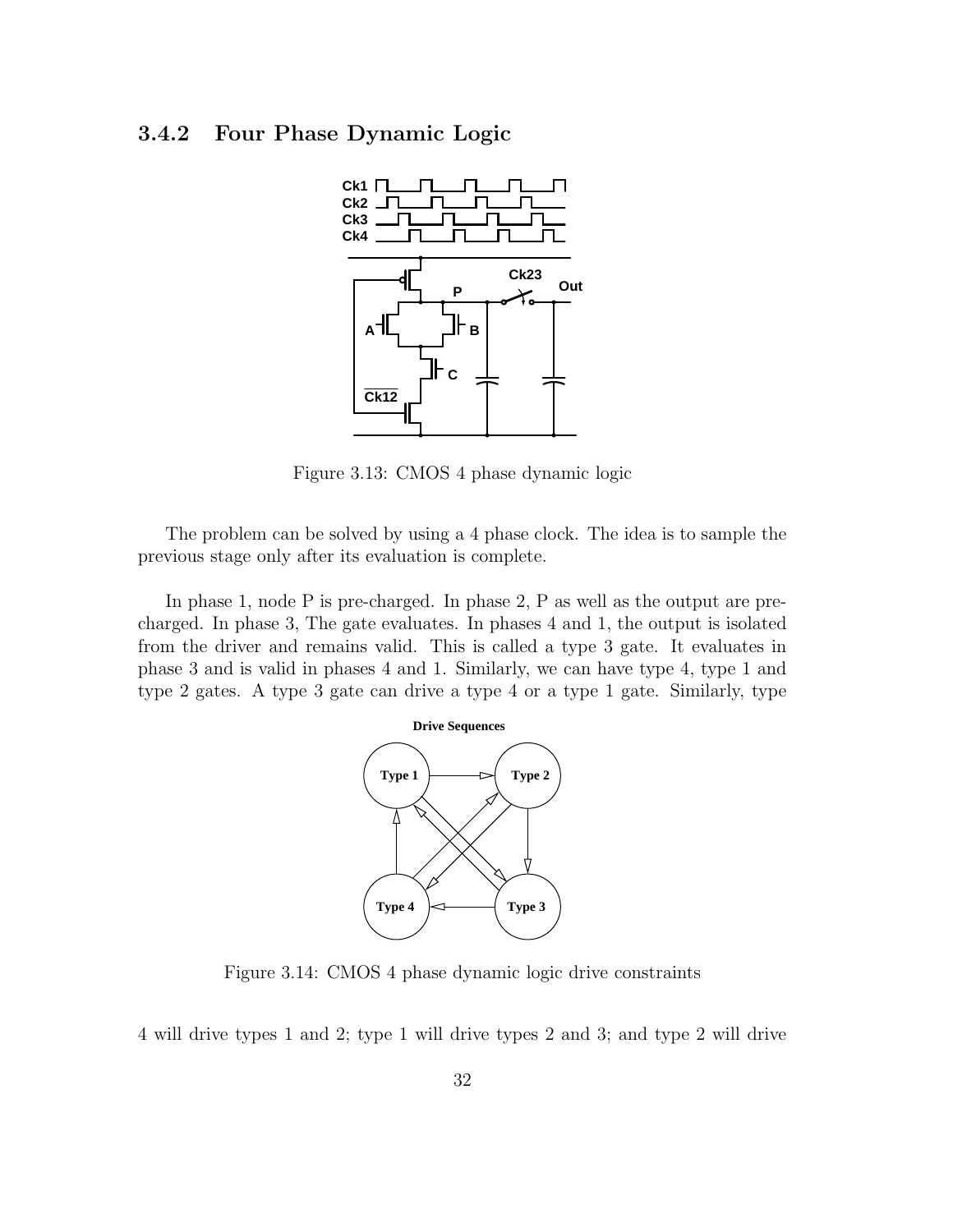### 3.4.2 Four Phase Dynamic Logic

Figure 3.13: CMOS 4 phase dynamic logic

The problem can be solved by using a 4 phase clock. The idea is to sample the previous stage only after its evaluation is complete.

In phase 1, node P is pre-charged. In phase 2, P as well as the output are pre-charged. In phase 3, The gate evaluates. In phases 4 and 1, the output is isolated from the driver and remains valid. This is called a type 3 gate. It evaluates in phase 3 and is valid in phases 4 and 1. Similarly, we can have type 4, type 1 and type 2 gates. A type 3 gate can drive a type 4 or a type 1 gate. Similarly, type

Figure 3.14: CMOS 4 phase dynamic logic drive constraints

4 will drive types 1 and 2; type 1 will drive types 2 and 3; and type 2 will drive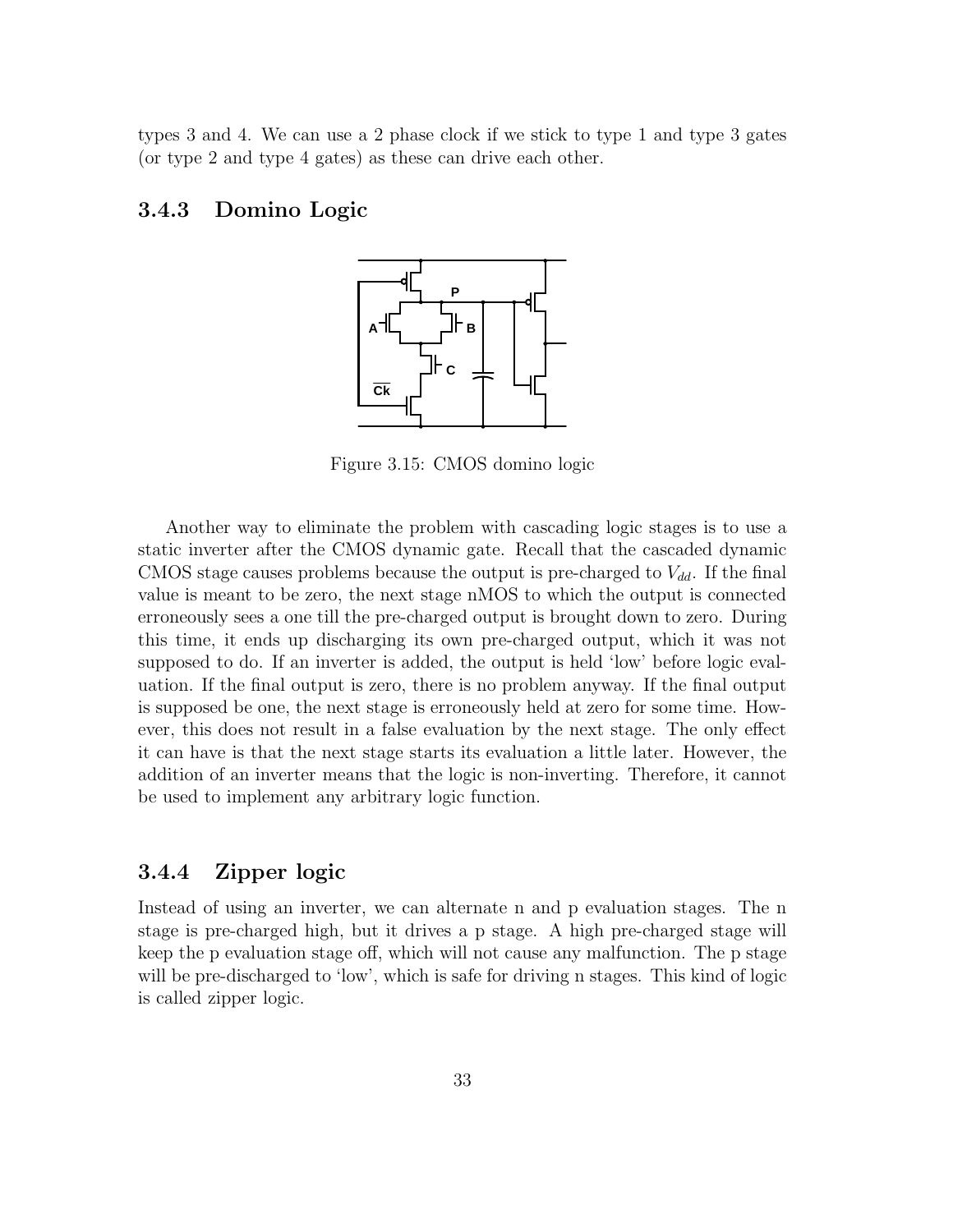types 3 and 4. We can use a 2 phase clock if we stick to type 1 and type 3 gates (or type 2 and type 4 gates) as these can drive each other.

### 3.4.3 Domino Logic

Figure 3.15: CMOS domino logic

Another way to eliminate the problem with cascading logic stages is to use a static inverter after the CMOS dynamic gate. Recall that the cascaded dynamic CMOS stage causes problems because the output is pre-charged to $V_{dd}$. If the final value is meant to be zero, the next stage nMOS to which the output is connected erroneously sees a one till the pre-charged output is brought down to zero. During this time, it ends up discharging its own pre-charged output, which it was not supposed to do. If an inverter is added, the output is held 'low' before logic evaluation. If the final output is zero, there is no problem anyway. If the final output is supposed be one, the next stage is erroneously held at zero for some time. However, this does not result in a false evaluation by the next stage. The only effect it can have is that the next stage starts its evaluation a little later. However, the addition of an inverter means that the logic is non-inverting. Therefore, it cannot be used to implement any arbitrary logic function.

### 3.4.4 Zipper logic

Instead of using an inverter, we can alternate n and p evaluation stages. The n stage is pre-charged high, but it drives a p stage. A high pre-charged stage will keep the p evaluation stage off, which will not cause any malfunction. The p stage will be pre-discharged to 'low', which is safe for driving n stages. This kind of logic is called zipper logic.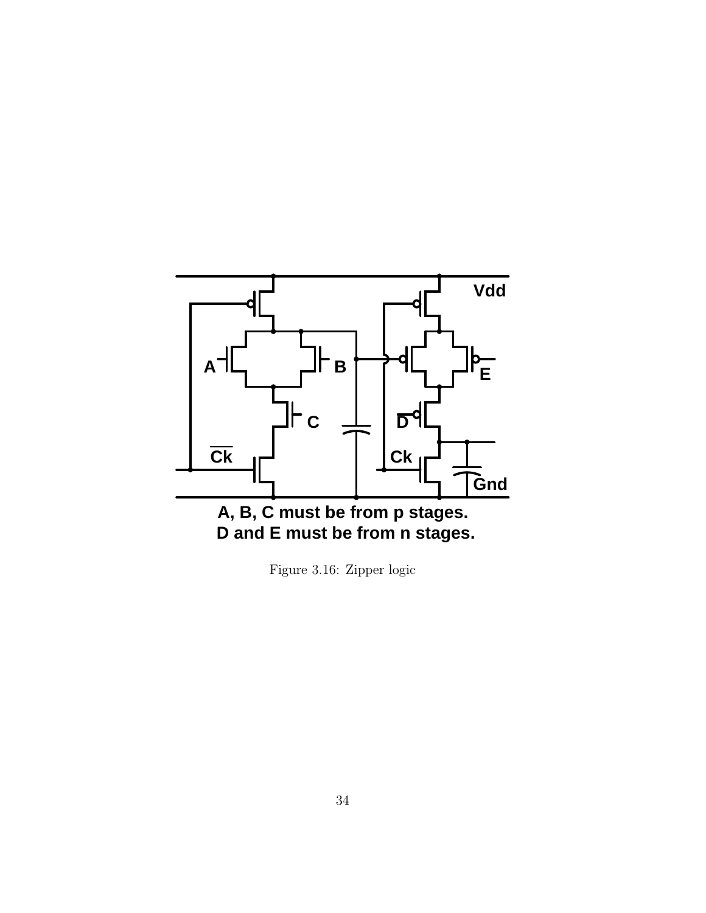Vdd

A

B

E

C

D̄

C̄k̄

Ck

Gnd

A, B, C must be from p stages.
D and E must be from n stages.

Figure 3.16: Zipper logic